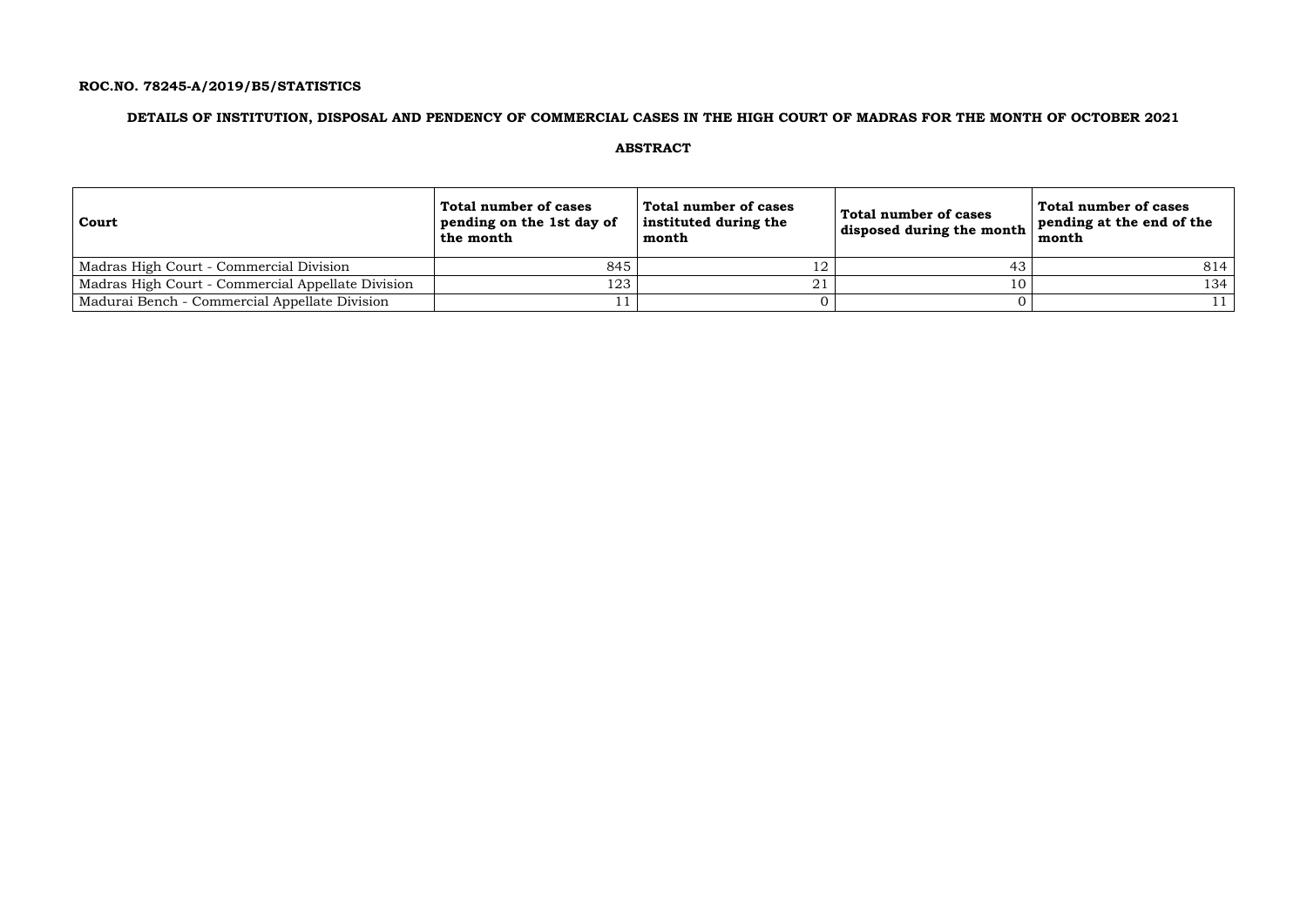**ROC.NO. 78245-A/2019/B5/STATISTICS**

**DETAILS OF INSTITUTION, DISPOSAL AND PENDENCY OF COMMERCIAL CASES IN THE HIGH COURT OF MADRAS FOR THE MONTH OF OCTOBER 2021**

**ABSTRACT**

| Court | Total number of cases pending on the 1st day of the month | Total number of cases instituted during the month | Total number of cases disposed during the month | Total number of cases pending at the end of the month |
|---|---|---|---|---|
| Madras High Court - Commercial Division | 845 | 12 | 43 | 814 |
| Madras High Court - Commercial Appellate Division | 123 | 21 | 10 | 134 |
| Madurai Bench - Commercial Appellate Division | 11 | 0 | 0 | 11 |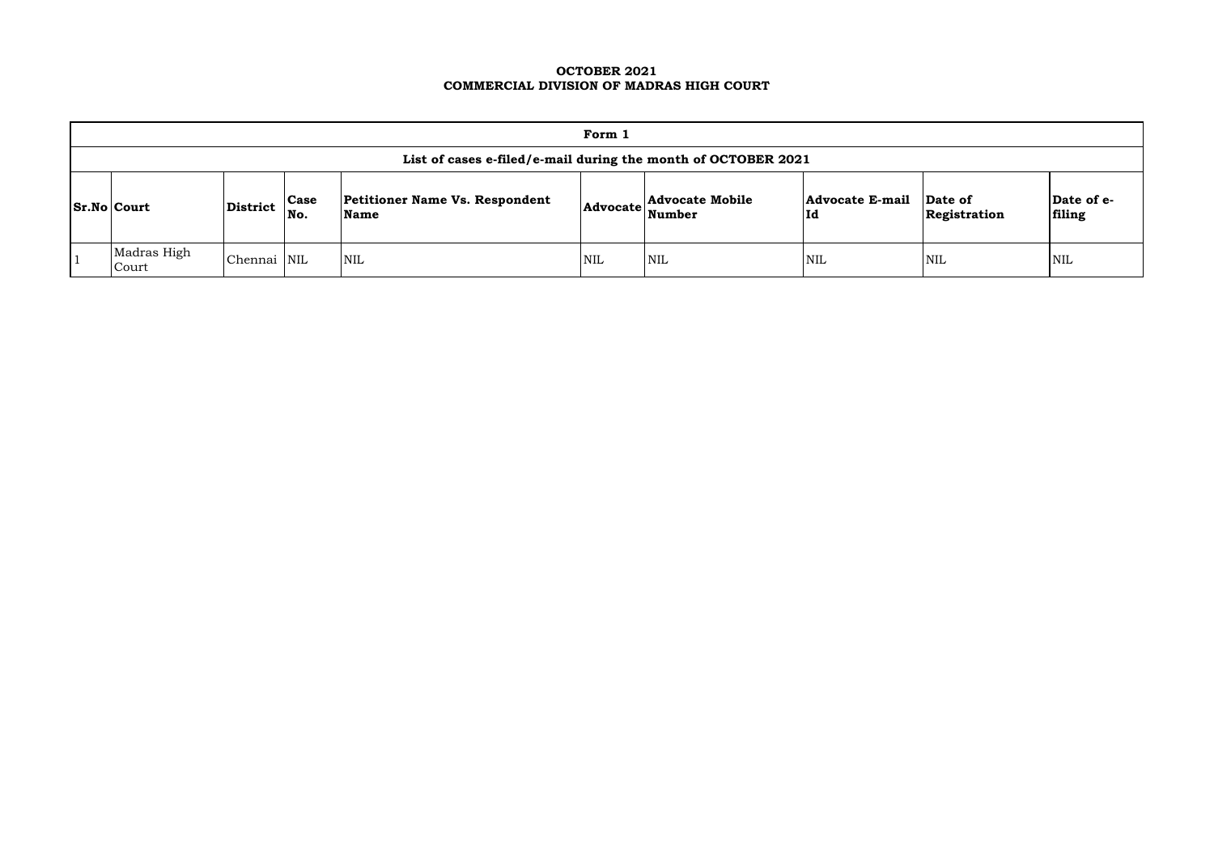**OCTOBER 2021**
**COMMERCIAL DIVISION OF MADRAS HIGH COURT**

| Form 1 | | | | | | | | | |
|---|---|---|---|---|---|---|---|---|---|
| List of cases e-filed/e-mail during the month of OCTOBER 2021 | | | | | | | | | |
| **Sr.No** | **Court** | **District** | **Case No.** | **Petitioner Name Vs. Respondent Name** | **Advocate** | **Advocate Mobile Number** | **Advocate E-mail Id** | **Date of Registration** | **Date of e-filing** |
| 1 | Madras High Court | Chennai | NIL | NIL | NIL | NIL | NIL | NIL | NIL |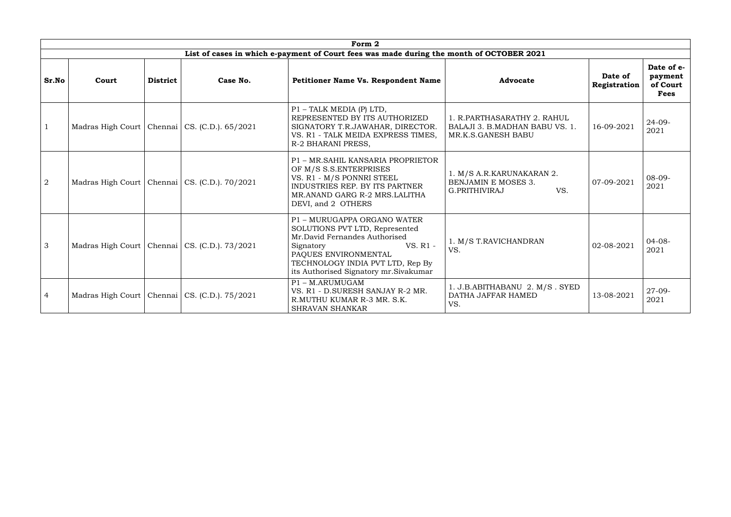| Form 2 | | | | | | | |
|---|---|---|---|---|---|---|---|
| List of cases in which e-payment of Court fees was made during the month of OCTOBER 2021 | | | | | | | |
| **Sr.No** | **Court** | **District** | **Case No.** | **Petitioner Name Vs. Respondent Name** | **Advocate** | **Date of Registration** | **Date of e-payment of Court Fees** |
| 1 | Madras High Court | Chennai | CS. (C.D.). 65/2021 | P1 – TALK MEDIA (P) LTD, REPRESENTED BY ITS AUTHORIZED SIGNATORY T.R.JAWAHAR, DIRECTOR. VS. R1 - TALK MEIDA EXPRESS TIMES, R-2 BHARANI PRESS, | 1. R.PARTHASARATHY 2. RAHUL BALAJI 3. B.MADHAN BABU VS. 1. MR.K.S.GANESH BABU | 16-09-2021 | 24-09-2021 |
| 2 | Madras High Court | Chennai | CS. (C.D.). 70/2021 | P1 – MR.SAHIL KANSARIA PROPRIETOR OF M/S S.S.ENTERPRISES VS. R1 - M/S PONNRI STEEL INDUSTRIES REP. BY ITS PARTNER MR.ANAND GARG R-2 MRS.LALITHA DEVI, and 2 OTHERS | 1. M/S A.R.KARUNAKARAN 2. BENJAMIN E MOSES 3. G.PRITHIVIRAJ VS. | 07-09-2021 | 08-09-2021 |
| 3 | Madras High Court | Chennai | CS. (C.D.). 73/2021 | P1 – MURUGAPPA ORGANO WATER SOLUTIONS PVT LTD, Represented Mr.David Fernandes Authorised Signatory VS. R1 - PAQUES ENVIRONMENTAL TECHNOLOGY INDIA PVT LTD, Rep By its Authorised Signatory mr.Sivakumar | 1. M/S T.RAVICHANDRAN VS. | 02-08-2021 | 04-08-2021 |
| 4 | Madras High Court | Chennai | CS. (C.D.). 75/2021 | P1 – M.ARUMUGAM VS. R1 - D.SURESH SANJAY R-2 MR. R.MUTHU KUMAR R-3 MR. S.K. SHRAVAN SHANKAR | 1. J.B.ABITHABANU 2. M/S . SYED DATHA JAFFAR HAMED VS. | 13-08-2021 | 27-09-2021 |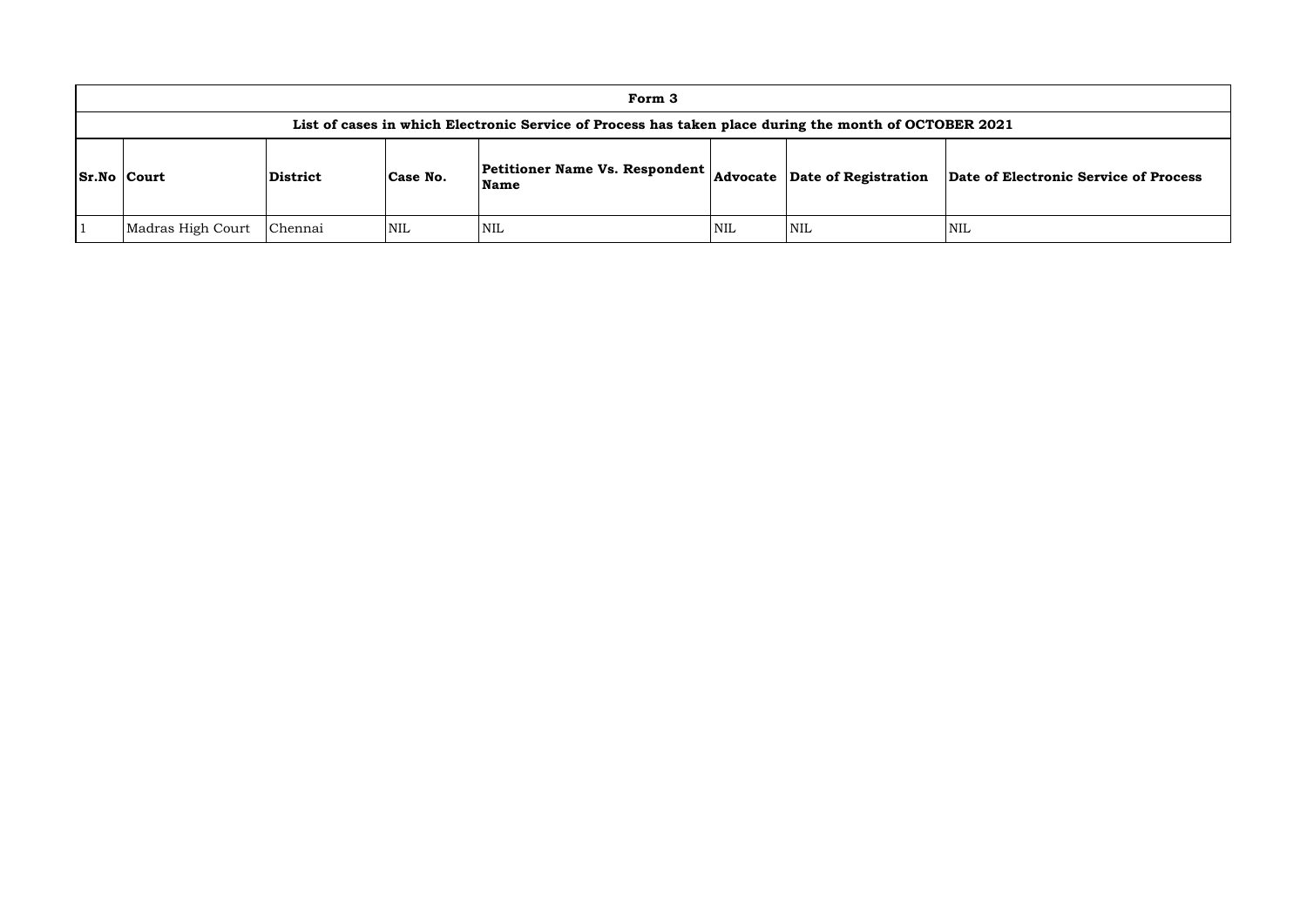# Form 3

## List of cases in which Electronic Service of Process has taken place during the month of OCTOBER 2021

| Sr.No | Court | District | Case No. | Petitioner Name Vs. Respondent Name | Advocate | Date of Registration | Date of Electronic Service of Process |
|---|---|---|---|---|---|---|---|
| 1 | Madras High Court | Chennai | NIL | NIL | NIL | NIL | NIL |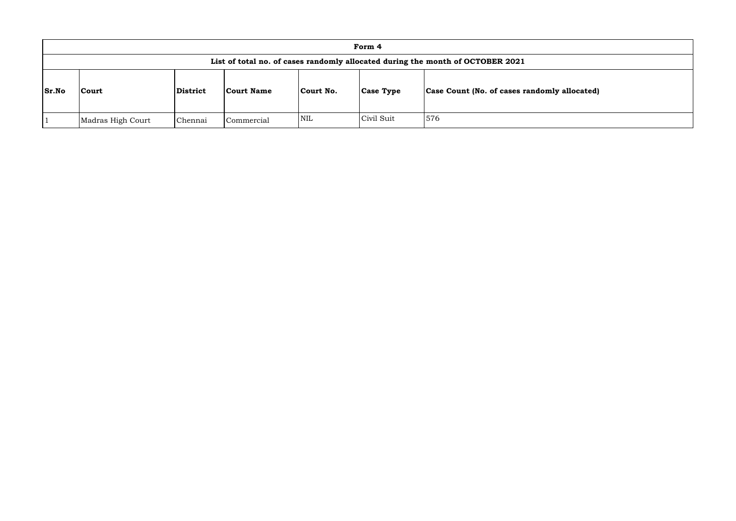| Form 4 | | | | | | |
|---|---|---|---|---|---|---|
| List of total no. of cases randomly allocated during the month of OCTOBER 2021 | | | | | | |
| **Sr.No** | **Court** | **District** | **Court Name** | **Court No.** | **Case Type** | **Case Count (No. of cases randomly allocated)** |
| 1 | Madras High Court | Chennai | Commercial | NIL | Civil Suit | 576 |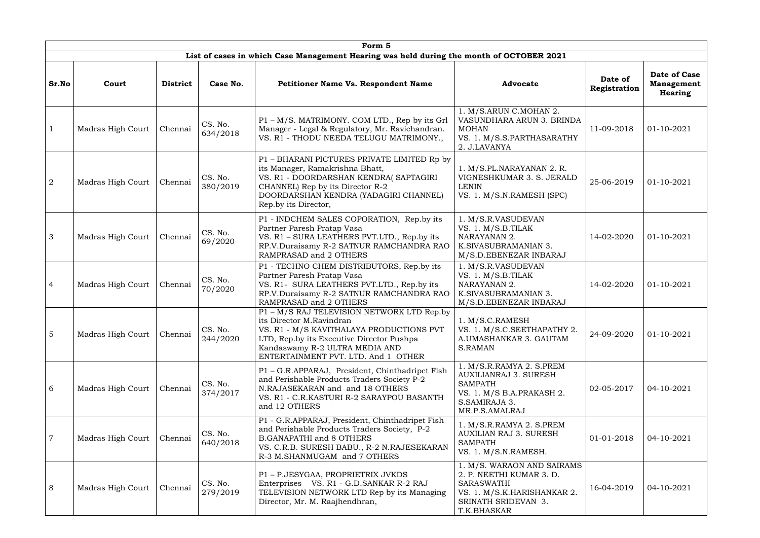| Form 5 | | | | | | | |
|---|---|---|---|---|---|---|---|
| **List of cases in which Case Management Hearing was held during the month of OCTOBER 2021** | | | | | | | |
| **Sr.No** | **Court** | **District** | **Case No.** | **Petitioner Name Vs. Respondent Name** | **Advocate** | **Date of Registration** | **Date of Case Management Hearing** |
| 1 | Madras High Court | Chennai | CS. No. 634/2018 | P1 – M/S. MATRIMONY. COM LTD., Rep by its Grl Manager - Legal & Regulatory, Mr. Ravichandran. VS. R1 - THODU NEEDA TELUGU MATRIMONY., | 1. M/S.ARUN C.MOHAN 2. VASUNDHARA ARUN 3. BRINDA MOHAN VS. 1. M/S.S.PARTHASARATHY 2. J.LAVANYA | 11-09-2018 | 01-10-2021 |
| 2 | Madras High Court | Chennai | CS. No. 380/2019 | P1 – BHARANI PICTURES PRIVATE LIMITED Rp by its Manager, Ramakrishna Bhatt, VS. R1 - DOORDARSHAN KENDRA( SAPTAGIRI CHANNEL) Rep by its Director R-2 DOORDARSHAN KENDRA (YADAGIRI CHANNEL) Rep.by its Director, | 1. M/S.PL.NARAYANAN 2. R. VIGNESHKUMAR 3. S. JERALD LENIN VS. 1. M/S.N.RAMESH (SPC) | 25-06-2019 | 01-10-2021 |
| 3 | Madras High Court | Chennai | CS. No. 69/2020 | P1 - INDCHEM SALES COPORATION, Rep.by its Partner Paresh Pratap Vasa VS. R1 – SURA LEATHERS PVT.LTD., Rep.by its RP.V.Duraisamy R-2 SATNUR RAMCHANDRA RAO RAMPRASAD and 2 OTHERS | 1. M/S.R.VASUDEVAN VS. 1. M/S.B.TILAK NARAYANAN 2. K.SIVASUBRAMANIAN 3. M/S.D.EBENEZAR INBARAJ | 14-02-2020 | 01-10-2021 |
| 4 | Madras High Court | Chennai | CS. No. 70/2020 | P1 - TECHNO CHEM DISTRIBUTORS, Rep.by its Partner Paresh Pratap Vasa VS. R1- SURA LEATHERS PVT.LTD., Rep.by its RP.V.Duraisamy R-2 SATNUR RAMCHANDRA RAO RAMPRASAD and 2 OTHERS | 1. M/S.R.VASUDEVAN VS. 1. M/S.B.TILAK NARAYANAN 2. K.SIVASUBRAMANIAN 3. M/S.D.EBENEZAR INBARAJ | 14-02-2020 | 01-10-2021 |
| 5 | Madras High Court | Chennai | CS. No. 244/2020 | P1 – M/S RAJ TELEVISION NETWORK LTD Rep.by its Director M.Ravindran VS. R1 - M/S KAVITHALAYA PRODUCTIONS PVT LTD, Rep.by its Executive Director Pushpa Kandaswamy R-2 ULTRA MEDIA AND ENTERTAINMENT PVT. LTD. And 1 OTHER | 1. M/S.C.RAMESH VS. 1. M/S.C.SEETHAPATHY 2. A.UMASHANKAR 3. GAUTAM S.RAMAN | 24-09-2020 | 01-10-2021 |
| 6 | Madras High Court | Chennai | CS. No. 374/2017 | P1 – G.R.APPARAJ, President, Chinthadripet Fish and Perishable Products Traders Society P-2 N.RAJASEKARAN and and 18 OTHERS VS. R1 - C.R.KASTURI R-2 SARAYPOU BASANTH and 12 OTHERS | 1. M/S.R.RAMYA 2. S.PREM AUXILIANRAJ 3. SURESH SAMPATH VS. 1. M/S B.A.PRAKASH 2. S.SAMIRAJA 3. MR.P.S.AMALRAJ | 02-05-2017 | 04-10-2021 |
| 7 | Madras High Court | Chennai | CS. No. 640/2018 | P1 - G.R.APPARAJ, President, Chinthadripet Fish and Perishable Products Traders Society, P-2 B.GANAPATHI and 8 OTHERS VS. C.R.B. SURESH BABU., R-2 N.RAJESEKARAN R-3 M.SHANMUGAM and 7 OTHERS | 1. M/S.R.RAMYA 2. S.PREM AUXILIAN RAJ 3. SURESH SAMPATH VS. 1. M/S.N.RAMESH. | 01-01-2018 | 04-10-2021 |
| 8 | Madras High Court | Chennai | CS. No. 279/2019 | P1 – P.JESYGAA, PROPRIETRIX JVKDS Enterprises VS. R1 - G.D.SANKAR R-2 RAJ TELEVISION NETWORK LTD Rep by its Managing Director, Mr. M. Raajhendhran, | 1. M/S. WARAON AND SAIRAMS 2. P. NEETHI KUMAR 3. D. SARASWATHI VS. 1. M/S.K.HARISHANKAR 2. SRINATH SRIDEVAN 3. T.K.BHASKAR | 16-04-2019 | 04-10-2021 |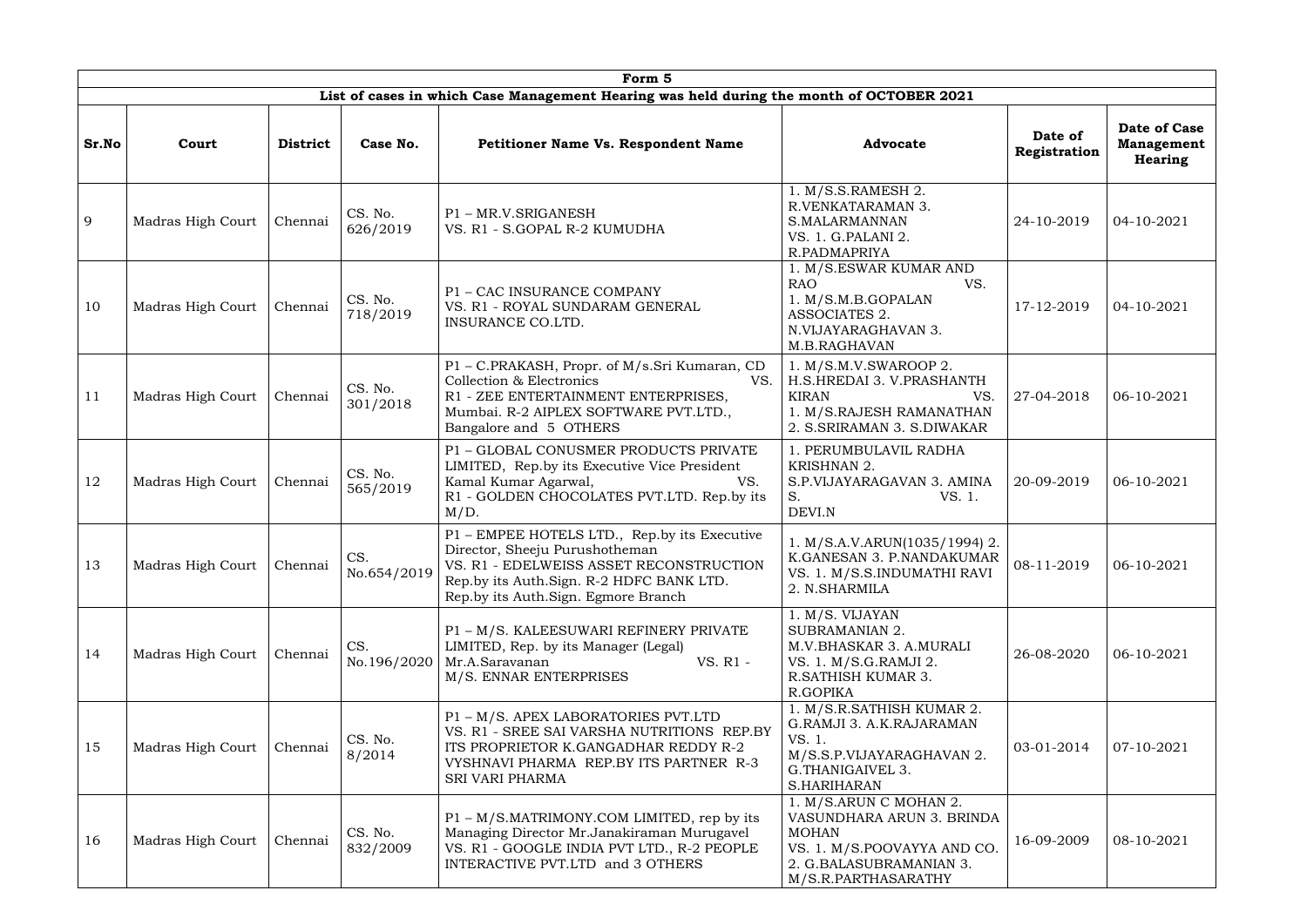| Form 5 | | | | | | | |
|---|---|---|---|---|---|---|---|
| **List of cases in which Case Management Hearing was held during the month of OCTOBER 2021** | | | | | | | |
| **Sr.No** | **Court** | **District** | **Case No.** | **Petitioner Name Vs. Respondent Name** | **Advocate** | **Date of Registration** | **Date of Case Management Hearing** |
| 9 | Madras High Court | Chennai | CS. No. 626/2019 | P1 – MR.V.SRIGANESH VS. R1 - S.GOPAL R-2 KUMUDHA | 1. M/S.S.RAMESH 2. R.VENKATARAMAN 3. S.MALARMANNAN VS. 1. G.PALANI 2. R.PADMAPRIYA | 24-10-2019 | 04-10-2021 |
| 10 | Madras High Court | Chennai | CS. No. 718/2019 | P1 – CAC INSURANCE COMPANY VS. R1 - ROYAL SUNDARAM GENERAL INSURANCE CO.LTD. | 1. M/S.ESWAR KUMAR AND RAO VS. 1. M/S.M.B.GOPALAN ASSOCIATES 2. N.VIJAYARAGHAVAN 3. M.B.RAGHAVAN | 17-12-2019 | 04-10-2021 |
| 11 | Madras High Court | Chennai | CS. No. 301/2018 | P1 – C.PRAKASH, Propr. of M/s.Sri Kumaran, CD Collection & Electronics VS. R1 - ZEE ENTERTAINMENT ENTERPRISES, Mumbai. R-2 AIPLEX SOFTWARE PVT.LTD., Bangalore and 5 OTHERS | 1. M/S.M.V.SWAROOP 2. H.S.HREDAI 3. V.PRASHANTH KIRAN VS. 1. M/S.RAJESH RAMANATHAN 2. S.SRIRAMAN 3. S.DIWAKAR | 27-04-2018 | 06-10-2021 |
| 12 | Madras High Court | Chennai | CS. No. 565/2019 | P1 – GLOBAL CONUSMER PRODUCTS PRIVATE LIMITED, Rep.by its Executive Vice President Kamal Kumar Agarwal, VS. R1 - GOLDEN CHOCOLATES PVT.LTD. Rep.by its M/D. | 1. PERUMBULAVIL RADHA KRISHNAN 2. S.P.VIJAYARAGAVAN 3. AMINA S. VS. 1. DEVI.N | 20-09-2019 | 06-10-2021 |
| 13 | Madras High Court | Chennai | CS. No.654/2019 | P1 – EMPEE HOTELS LTD., Rep.by its Executive Director, Sheeju Purushotheman VS. R1 - EDELWEISS ASSET RECONSTRUCTION Rep.by its Auth.Sign. R-2 HDFC BANK LTD. Rep.by its Auth.Sign. Egmore Branch | 1. M/S.A.V.ARUN(1035/1994) 2. K.GANESAN 3. P.NANDAKUMAR VS. 1. M/S.S.INDUMATHI RAVI 2. N.SHARMILA | 08-11-2019 | 06-10-2021 |
| 14 | Madras High Court | Chennai | CS. No.196/2020 | P1 – M/S. KALEESUWARI REFINERY PRIVATE LIMITED, Rep. by its Manager (Legal) Mr.A.Saravanan VS. R1 - M/S. ENNAR ENTERPRISES | 1. M/S. VIJAYAN SUBRAMANIAN 2. M.V.BHASKAR 3. A.MURALI VS. 1. M/S.G.RAMJI 2. R.SATHISH KUMAR 3. R.GOPIKA | 26-08-2020 | 06-10-2021 |
| 15 | Madras High Court | Chennai | CS. No. 8/2014 | P1 – M/S. APEX LABORATORIES PVT.LTD VS. R1 - SREE SAI VARSHA NUTRITIONS REP.BY ITS PROPRIETOR K.GANGADHAR REDDY R-2 VYSHNAVI PHARMA REP.BY ITS PARTNER R-3 SRI VARI PHARMA | 1. M/S.R.SATHISH KUMAR 2. G.RAMJI 3. A.K.RAJARAMAN VS. 1. M/S.S.P.VIJAYARAGHAVAN 2. G.THANIGAIVEL 3. S.HARIHARAN | 03-01-2014 | 07-10-2021 |
| 16 | Madras High Court | Chennai | CS. No. 832/2009 | P1 – M/S.MATRIMONY.COM LIMITED, rep by its Managing Director Mr.Janakiraman Murugavel VS. R1 - GOOGLE INDIA PVT LTD., R-2 PEOPLE INTERACTIVE PVT.LTD and 3 OTHERS | 1. M/S.ARUN C MOHAN 2. VASUNDHARA ARUN 3. BRINDA MOHAN VS. 1. M/S.POOVAYYA AND CO. 2. G.BALASUBRAMANIAN 3. M/S.R.PARTHASARATHY | 16-09-2009 | 08-10-2021 |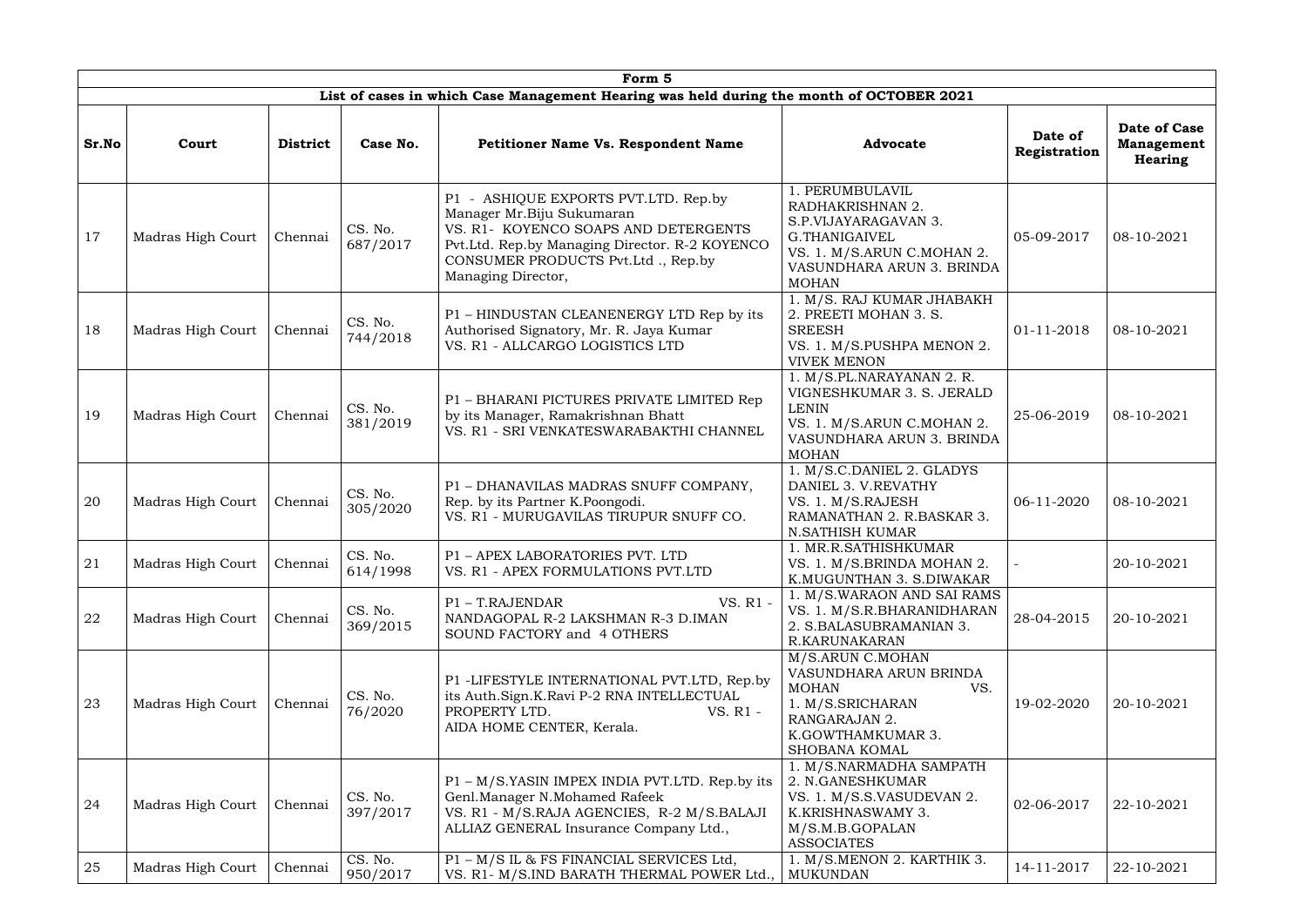| Form 5 | | | | | | | |
|---|---|---|---|---|---|---|---|
| **List of cases in which Case Management Hearing was held during the month of OCTOBER 2021** | | | | | | | |
| **Sr.No** | **Court** | **District** | **Case No.** | **Petitioner Name Vs. Respondent Name** | **Advocate** | **Date of Registration** | **Date of Case Management Hearing** |
| 17 | Madras High Court | Chennai | CS. No. 687/2017 | P1 - ASHIQUE EXPORTS PVT.LTD. Rep.by Manager Mr.Biju Sukumaran VS. R1- KOYENCO SOAPS AND DETERGENTS Pvt.Ltd. Rep.by Managing Director. R-2 KOYENCO CONSUMER PRODUCTS Pvt.Ltd ., Rep.by Managing Director, | 1. PERUMBULAVIL RADHAKRISHNAN 2. S.P.VIJAYARAGAVAN 3. G.THANIGAIVEL VS. 1. M/S.ARUN C.MOHAN 2. VASUNDHARA ARUN 3. BRINDA MOHAN | 05-09-2017 | 08-10-2021 |
| 18 | Madras High Court | Chennai | CS. No. 744/2018 | P1 – HINDUSTAN CLEANENERGY LTD Rep by its Authorised Signatory, Mr. R. Jaya Kumar VS. R1 - ALLCARGO LOGISTICS LTD | 1. M/S. RAJ KUMAR JHABAKH 2. PREETI MOHAN 3. S. SREESH VS. 1. M/S.PUSHPA MENON 2. VIVEK MENON | 01-11-2018 | 08-10-2021 |
| 19 | Madras High Court | Chennai | CS. No. 381/2019 | P1 – BHARANI PICTURES PRIVATE LIMITED Rep by its Manager, Ramakrishnan Bhatt VS. R1 - SRI VENKATESWARABAKTHI CHANNEL | 1. M/S.PL.NARAYANAN 2. R. VIGNESHKUMAR 3. S. JERALD LENIN VS. 1. M/S.ARUN C.MOHAN 2. VASUNDHARA ARUN 3. BRINDA MOHAN | 25-06-2019 | 08-10-2021 |
| 20 | Madras High Court | Chennai | CS. No. 305/2020 | P1 – DHANAVILAS MADRAS SNUFF COMPANY, Rep. by its Partner K.Poongodi. VS. R1 - MURUGAVILAS TIRUPUR SNUFF CO. | 1. M/S.C.DANIEL 2. GLADYS DANIEL 3. V.REVATHY VS. 1. M/S.RAJESH RAMANATHAN 2. R.BASKAR 3. N.SATHISH KUMAR | 06-11-2020 | 08-10-2021 |
| 21 | Madras High Court | Chennai | CS. No. 614/1998 | P1 – APEX LABORATORIES PVT. LTD VS. R1 - APEX FORMULATIONS PVT.LTD | 1. MR.R.SATHISHKUMAR VS. 1. M/S.BRINDA MOHAN 2. K.MUGUNTHAN 3. S.DIWAKAR | - | 20-10-2021 |
| 22 | Madras High Court | Chennai | CS. No. 369/2015 | P1 – T.RAJENDAR VS. R1 - NANDAGOPAL R-2 LAKSHMAN R-3 D.IMAN SOUND FACTORY and 4 OTHERS | 1. M/S.WARAON AND SAI RAMS VS. 1. M/S.R.BHARANIDHARAN 2. S.BALASUBRAMANIAN 3. R.KARUNAKARAN | 28-04-2015 | 20-10-2021 |
| 23 | Madras High Court | Chennai | CS. No. 76/2020 | P1 -LIFESTYLE INTERNATIONAL PVT.LTD, Rep.by its Auth.Sign.K.Ravi P-2 RNA INTELLECTUAL PROPERTY LTD. VS. R1 - AIDA HOME CENTER, Kerala. | M/S.ARUN C.MOHAN VASUNDHARA ARUN BRINDA MOHAN VS. 1. M/S.SRICHARAN RANGARAJAN 2. K.GOWTHAMKUMAR 3. SHOBANA KOMAL | 19-02-2020 | 20-10-2021 |
| 24 | Madras High Court | Chennai | CS. No. 397/2017 | P1 – M/S.YASIN IMPEX INDIA PVT.LTD. Rep.by its Genl.Manager N.Mohamed Rafeek VS. R1 - M/S.RAJA AGENCIES, R-2 M/S.BALAJI ALLIAZ GENERAL Insurance Company Ltd., | 1. M/S.NARMADHA SAMPATH 2. N.GANESHKUMAR VS. 1. M/S.S.VASUDEVAN 2. K.KRISHNASWAMY 3. M/S.M.B.GOPALAN ASSOCIATES | 02-06-2017 | 22-10-2021 |
| 25 | Madras High Court | Chennai | CS. No. 950/2017 | P1 – M/S IL & FS FINANCIAL SERVICES Ltd, VS. R1- M/S.IND BARATH THERMAL POWER Ltd., | 1. M/S.MENON 2. KARTHIK 3. MUKUNDAN | 14-11-2017 | 22-10-2021 |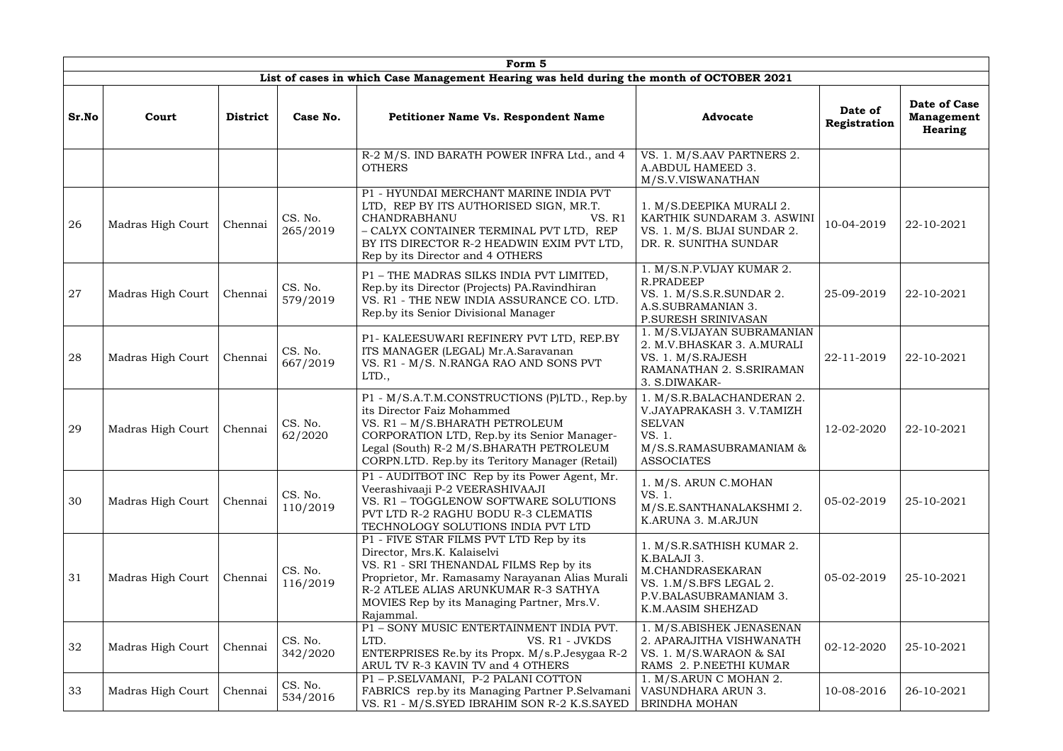| Form 5 | | | | | | | |
|---|---|---|---|---|---|---|---|
| List of cases in which Case Management Hearing was held during the month of OCTOBER 2021 | | | | | | | |
| **Sr.No** | **Court** | **District** | **Case No.** | **Petitioner Name Vs. Respondent Name** | **Advocate** | **Date of Registration** | **Date of Case Management Hearing** |
| | | | | R-2 M/S. IND BARATH POWER INFRA Ltd., and 4 OTHERS | VS. 1. M/S.AAV PARTNERS 2. A.ABDUL HAMEED 3. M/S.V.VISWANATHAN | | |
| 26 | Madras High Court | Chennai | CS. No. 265/2019 | P1 - HYUNDAI MERCHANT MARINE INDIA PVT LTD, REP BY ITS AUTHORISED SIGN, MR.T. CHANDRABHANU VS. R1 – CALYX CONTAINER TERMINAL PVT LTD, REP BY ITS DIRECTOR R-2 HEADWIN EXIM PVT LTD, Rep by its Director and 4 OTHERS | 1. M/S.DEEPIKA MURALI 2. KARTHIK SUNDARAM 3. ASWINI VS. 1. M/S. BIJAI SUNDAR 2. DR. R. SUNITHA SUNDAR | 10-04-2019 | 22-10-2021 |
| 27 | Madras High Court | Chennai | CS. No. 579/2019 | P1 – THE MADRAS SILKS INDIA PVT LIMITED, Rep.by its Director (Projects) PA.Ravindhiran VS. R1 - THE NEW INDIA ASSURANCE CO. LTD. Rep.by its Senior Divisional Manager | 1. M/S.N.P.VIJAY KUMAR 2. R.PRADEEP VS. 1. M/S.S.R.SUNDAR 2. A.S.SUBRAMANIAN 3. P.SURESH SRINIVASAN | 25-09-2019 | 22-10-2021 |
| 28 | Madras High Court | Chennai | CS. No. 667/2019 | P1- KALEESUWARI REFINERY PVT LTD, REP.BY ITS MANAGER (LEGAL) Mr.A.Saravanan VS. R1 - M/S. N.RANGA RAO AND SONS PVT LTD., | 1. M/S.VIJAYAN SUBRAMANIAN 2. M.V.BHASKAR 3. A.MURALI VS. 1. M/S.RAJESH RAMANATHAN 2. S.SRIRAMAN 3. S.DIWAKAR- | 22-11-2019 | 22-10-2021 |
| 29 | Madras High Court | Chennai | CS. No. 62/2020 | P1 - M/S.A.T.M.CONSTRUCTIONS (P)LTD., Rep.by its Director Faiz Mohammed VS. R1 – M/S.BHARATH PETROLEUM CORPORATION LTD, Rep.by its Senior Manager-Legal (South) R-2 M/S.BHARATH PETROLEUM CORPN.LTD. Rep.by its Teritory Manager (Retail) | 1. M/S.R.BALACHANDERAN 2. V.JAYAPRAKASH 3. V.TAMIZH SELVAN VS. 1. M/S.S.RAMASUBRAMANIAM & ASSOCIATES | 12-02-2020 | 22-10-2021 |
| 30 | Madras High Court | Chennai | CS. No. 110/2019 | P1 - AUDITBOT INC Rep by its Power Agent, Mr. Veerashivaaji P-2 VEERASHIVAAJI VS. R1 – TOGGLENOW SOFTWARE SOLUTIONS PVT LTD R-2 RAGHU BODU R-3 CLEMATIS TECHNOLOGY SOLUTIONS INDIA PVT LTD | 1. M/S. ARUN C.MOHAN VS. 1. M/S.E.SANTHANALAKSHMI 2. K.ARUNA 3. M.ARJUN | 05-02-2019 | 25-10-2021 |
| 31 | Madras High Court | Chennai | CS. No. 116/2019 | P1 - FIVE STAR FILMS PVT LTD Rep by its Director, Mrs.K. Kalaiselvi VS. R1 - SRI THENANDAL FILMS Rep by its Proprietor, Mr. Ramasamy Narayanan Alias Murali R-2 ATLEE ALIAS ARUNKUMAR R-3 SATHYA MOVIES Rep by its Managing Partner, Mrs.V. Rajammal. | 1. M/S.R.SATHISH KUMAR 2. K.BALAJI 3. M.CHANDRASEKARAN VS. 1.M/S.BFS LEGAL 2. P.V.BALASUBRAMANIAM 3. K.M.AASIM SHEHZAD | 05-02-2019 | 25-10-2021 |
| 32 | Madras High Court | Chennai | CS. No. 342/2020 | P1 – SONY MUSIC ENTERTAINMENT INDIA PVT. LTD. VS. R1 - JVKDS ENTERPRISES Re.by its Propx. M/s.P.Jesygaa R-2 ARUL TV R-3 KAVIN TV and 4 OTHERS | 1. M/S.ABISHEK JENASENAN 2. APARAJITHA VISHWANATH VS. 1. M/S.WARAON & SAI RAMS 2. P.NEETHI KUMAR | 02-12-2020 | 25-10-2021 |
| 33 | Madras High Court | Chennai | CS. No. 534/2016 | P1 – P.SELVAMANI, P-2 PALANI COTTON FABRICS rep.by its Managing Partner P.Selvamani VS. R1 - M/S.SYED IBRAHIM SON R-2 K.S.SAYED | 1. M/S.ARUN C MOHAN 2. VASUNDHARA ARUN 3. BRINDHA MOHAN | 10-08-2016 | 26-10-2021 |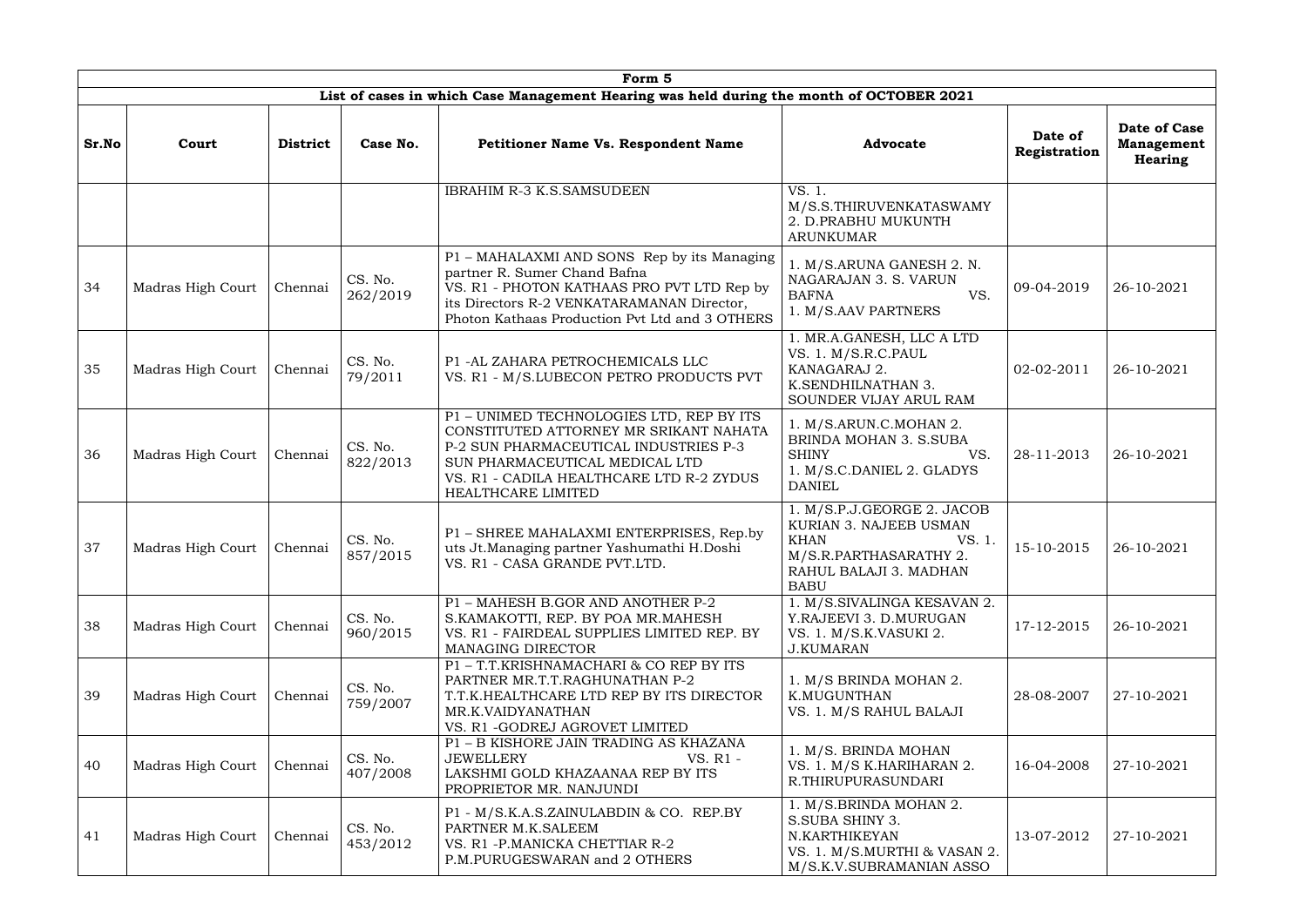| Form 5 | | | | | | | |
|---|---|---|---|---|---|---|---|
| List of cases in which Case Management Hearing was held during the month of OCTOBER 2021 | | | | | | | |
| **Sr.No** | **Court** | **District** | **Case No.** | **Petitioner Name Vs. Respondent Name** | **Advocate** | **Date of Registration** | **Date of Case Management Hearing** |
| | | | | IBRAHIM R-3 K.S.SAMSUDEEN | VS. 1. M/S.S.THIRUVENKATASWAMY 2. D.PRABHU MUKUNTH ARUNKUMAR | | |
| 34 | Madras High Court | Chennai | CS. No. 262/2019 | P1 – MAHALAXMI AND SONS Rep by its Managing partner R. Sumer Chand Bafna VS. R1 - PHOTON KATHAAS PRO PVT LTD Rep by its Directors R-2 VENKATARAMANAN Director, Photon Kathaas Production Pvt Ltd and 3 OTHERS | 1. M/S.ARUNA GANESH 2. N. NAGARAJAN 3. S. VARUN BAFNA VS. 1. M/S.AAV PARTNERS | 09-04-2019 | 26-10-2021 |
| 35 | Madras High Court | Chennai | CS. No. 79/2011 | P1 -AL ZAHARA PETROCHEMICALS LLC VS. R1 - M/S.LUBECON PETRO PRODUCTS PVT | 1. MR.A.GANESH, LLC A LTD VS. 1. M/S.R.C.PAUL KANAGARAJ 2. K.SENDHILNATHAN 3. SOUNDER VIJAY ARUL RAM | 02-02-2011 | 26-10-2021 |
| 36 | Madras High Court | Chennai | CS. No. 822/2013 | P1 – UNIMED TECHNOLOGIES LTD, REP BY ITS CONSTITUTED ATTORNEY MR SRIKANT NAHATA P-2 SUN PHARMACEUTICAL INDUSTRIES P-3 SUN PHARMACEUTICAL MEDICAL LTD VS. R1 - CADILA HEALTHCARE LTD R-2 ZYDUS HEALTHCARE LIMITED | 1. M/S.ARUN.C.MOHAN 2. BRINDA MOHAN 3. S.SUBA SHINY VS. 1. M/S.C.DANIEL 2. GLADYS DANIEL | 28-11-2013 | 26-10-2021 |
| 37 | Madras High Court | Chennai | CS. No. 857/2015 | P1 – SHREE MAHALAXMI ENTERPRISES, Rep.by uts Jt.Managing partner Yashumathi H.Doshi VS. R1 - CASA GRANDE PVT.LTD. | 1. M/S.P.J.GEORGE 2. JACOB KURIAN 3. NAJEEB USMAN KHAN VS. 1. M/S.R.PARTHASARATHY 2. RAHUL BALAJI 3. MADHAN BABU | 15-10-2015 | 26-10-2021 |
| 38 | Madras High Court | Chennai | CS. No. 960/2015 | P1 – MAHESH B.GOR AND ANOTHER P-2 S.KAMAKOTTI, REP. BY POA MR.MAHESH VS. R1 - FAIRDEAL SUPPLIES LIMITED REP. BY MANAGING DIRECTOR | 1. M/S.SIVALINGA KESAVAN 2. Y.RAJEEVI 3. D.MURUGAN VS. 1. M/S.K.VASUKI 2. J.KUMARAN | 17-12-2015 | 26-10-2021 |
| 39 | Madras High Court | Chennai | CS. No. 759/2007 | P1 – T.T.KRISHNAMACHARI & CO REP BY ITS PARTNER MR.T.T.RAGHUNATHAN P-2 T.T.K.HEALTHCARE LTD REP BY ITS DIRECTOR MR.K.VAIDYANATHAN VS. R1 -GODREJ AGROVET LIMITED | 1. M/S BRINDA MOHAN 2. K.MUGUNTHAN VS. 1. M/S RAHUL BALAJI | 28-08-2007 | 27-10-2021 |
| 40 | Madras High Court | Chennai | CS. No. 407/2008 | P1 – B KISHORE JAIN TRADING AS KHAZANA JEWELLERY VS. R1 - LAKSHMI GOLD KHAZAANAA REP BY ITS PROPRIETOR MR. NANJUNDI | 1. M/S. BRINDA MOHAN VS. 1. M/S K.HARIHARAN 2. R.THIRUPURASUNDARI | 16-04-2008 | 27-10-2021 |
| 41 | Madras High Court | Chennai | CS. No. 453/2012 | P1 - M/S.K.A.S.ZAINULABDIN & CO. REP.BY PARTNER M.K.SALEEM VS. R1 -P.MANICKA CHETTIAR R-2 P.M.PURUGESWARAN and 2 OTHERS | 1. M/S.BRINDA MOHAN 2. S.SUBA SHINY 3. N.KARTHIKEYAN VS. 1. M/S.MURTHI & VASAN 2. M/S.K.V.SUBRAMANIAN ASSO | 13-07-2012 | 27-10-2021 |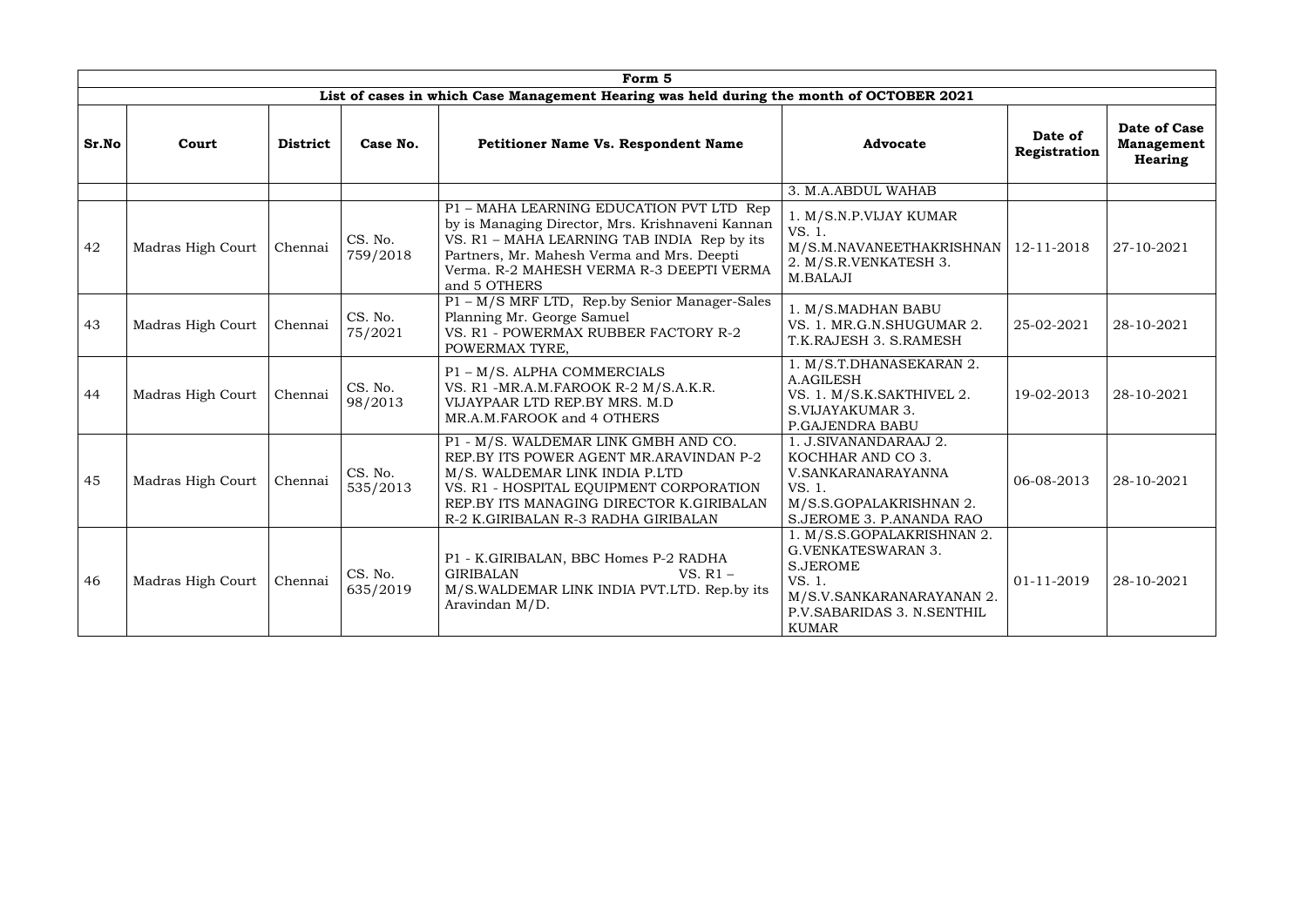| Form 5 | | | | | | | |
|---|---|---|---|---|---|---|---|
| List of cases in which Case Management Hearing was held during the month of OCTOBER 2021 | | | | | | | |
| **Sr.No** | **Court** | **District** | **Case No.** | **Petitioner Name Vs. Respondent Name** | **Advocate** | **Date of Registration** | **Date of Case Management Hearing** |
| | | | | | 3. M.A.ABDUL WAHAB | | |
| 42 | Madras High Court | Chennai | CS. No. 759/2018 | P1 – MAHA LEARNING EDUCATION PVT LTD Rep by is Managing Director, Mrs. Krishnaveni Kannan VS. R1 – MAHA LEARNING TAB INDIA Rep by its Partners, Mr. Mahesh Verma and Mrs. Deepti Verma. R-2 MAHESH VERMA R-3 DEEPTI VERMA and 5 OTHERS | 1. M/S.N.P.VIJAY KUMAR VS. 1. M/S.M.NAVANEETHAKRISHNAN 2. M/S.R.VENKATESH 3. M.BALAJI | 12-11-2018 | 27-10-2021 |
| 43 | Madras High Court | Chennai | CS. No. 75/2021 | P1 – M/S MRF LTD, Rep.by Senior Manager-Sales Planning Mr. George Samuel VS. R1 - POWERMAX RUBBER FACTORY R-2 POWERMAX TYRE, | 1. M/S.MADHAN BABU VS. 1. MR.G.N.SHUGUMAR 2. T.K.RAJESH 3. S.RAMESH | 25-02-2021 | 28-10-2021 |
| 44 | Madras High Court | Chennai | CS. No. 98/2013 | P1 – M/S. ALPHA COMMERCIALS VS. R1 -MR.A.M.FAROOK R-2 M/S.A.K.R. VIJAYPAAR LTD REP.BY MRS. M.D MR.A.M.FAROOK and 4 OTHERS | 1. M/S.T.DHANASEKARAN 2. A.AGILESH VS. 1. M/S.K.SAKTHIVEL 2. S.VIJAYAKUMAR 3. P.GAJENDRA BABU | 19-02-2013 | 28-10-2021 |
| 45 | Madras High Court | Chennai | CS. No. 535/2013 | P1 - M/S. WALDEMAR LINK GMBH AND CO. REP.BY ITS POWER AGENT MR.ARAVINDAN P-2 M/S. WALDEMAR LINK INDIA P.LTD VS. R1 - HOSPITAL EQUIPMENT CORPORATION REP.BY ITS MANAGING DIRECTOR K.GIRIBALAN R-2 K.GIRIBALAN R-3 RADHA GIRIBALAN | 1. J.SIVANANDARAAJ 2. KOCHHAR AND CO 3. V.SANKARANARAYANNA VS. 1. M/S.S.GOPALAKRISHNAN 2. S.JEROME 3. P.ANANDA RAO | 06-08-2013 | 28-10-2021 |
| 46 | Madras High Court | Chennai | CS. No. 635/2019 | P1 - K.GIRIBALAN, BBC Homes P-2 RADHA GIRIBALAN VS. R1 – M/S.WALDEMAR LINK INDIA PVT.LTD. Rep.by its Aravindan M/D. | 1. M/S.S.GOPALAKRISHNAN 2. G.VENKATESWARAN 3. S.JEROME VS. 1. M/S.V.SANKARANARAYANAN 2. P.V.SABARIDAS 3. N.SENTHIL KUMAR | 01-11-2019 | 28-10-2021 |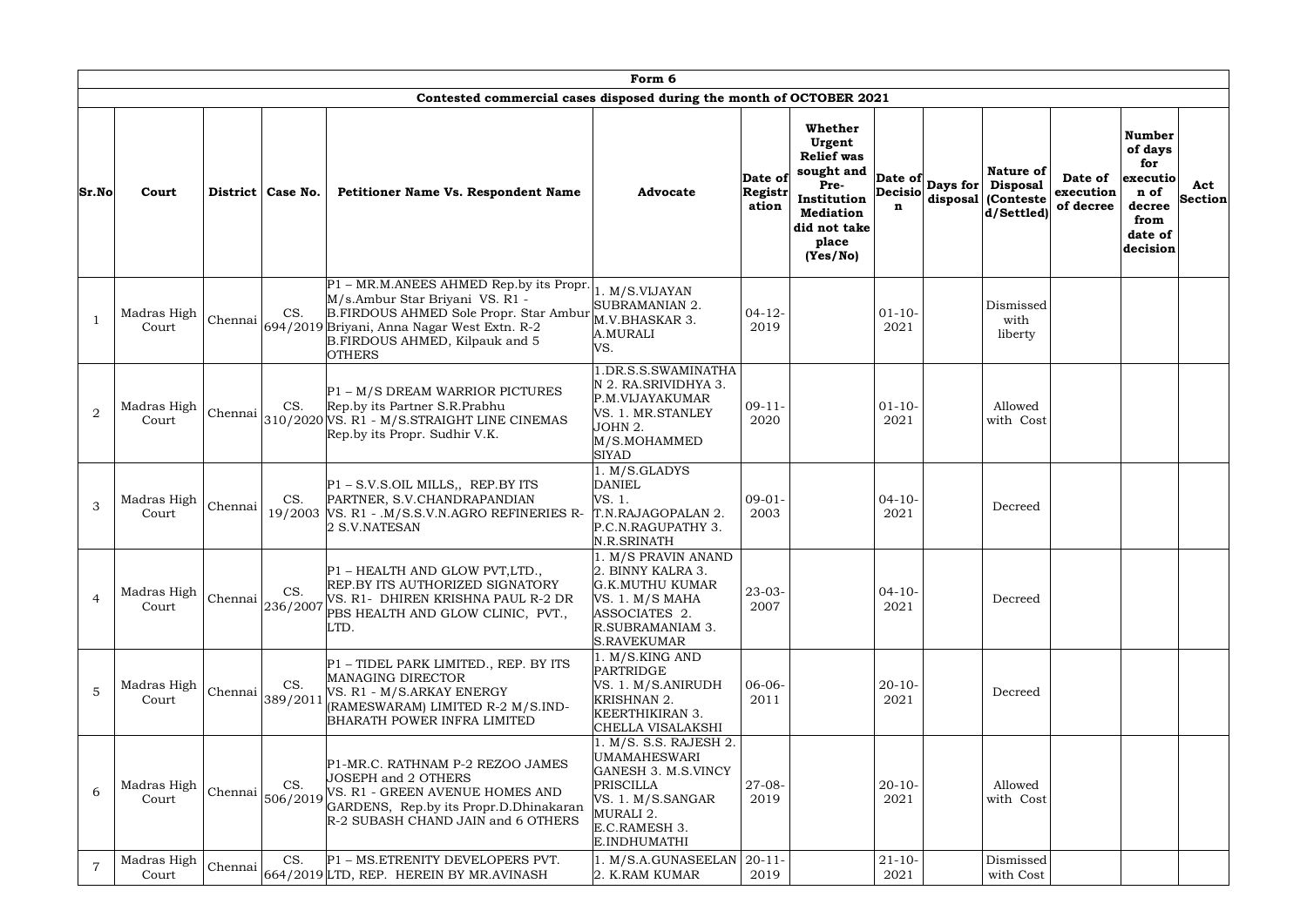| Form 6 | | | | | | | | | | | | | | |
|---|---|---|---|---|---|---|---|---|---|---|---|---|---|---|
| **Contested commercial cases disposed during the month of OCTOBER 2021** | | | | | | | | | | | | | | |
| **Sr.No** | **Court** | **District** | **Case No.** | **Petitioner Name Vs. Respondent Name** | **Advocate** | **Date of Registration** | **Whether Urgent Relief was sought and Pre-Institution Mediation did not take place (Yes/No)** | **Date of Decision** | **Days for disposal** | **Nature of Disposal (Contested/Settled)** | **Date of execution of decree** | **Number of days for execution of decree from date of decision** | **Act Section** |
| 1 | Madras High Court | Chennai | CS. 694/2019 | P1 – MR.M.ANEES AHMED Rep.by its Propr. M/s.Ambur Star Briyani VS. R1 - B.FIRDOUS AHMED Sole Propr. Star Ambur Briyani, Anna Nagar West Extn. R-2 B.FIRDOUS AHMED, Kilpauk and 5 OTHERS | 1. M/S.VIJAYAN SUBRAMANIAN 2. M.V.BHASKAR 3. A.MURALI VS. | 04-12-2019 | | 01-10-2021 | | Dismissed with liberty | | | |
| 2 | Madras High Court | Chennai | CS. 310/2020 | P1 – M/S DREAM WARRIOR PICTURES Rep.by its Partner S.R.Prabhu VS. R1 - M/S.STRAIGHT LINE CINEMAS Rep.by its Propr. Sudhir V.K. | 1.DR.S.S.SWAMINATHAN 2. RA.SRIVIDHYA 3. P.M.VIJAYAKUMAR VS. 1. MR.STANLEY JOHN 2. M/S.MOHAMMED SIYAD | 09-11-2020 | | 01-10-2021 | | Allowed with Cost | | | |
| 3 | Madras High Court | Chennai | CS. 19/2003 | P1 – S.V.S.OIL MILLS,, REP.BY ITS PARTNER, S.V.CHANDRAPANDIAN VS. R1 - .M/S.S.V.N.AGRO REFINERIES R-2 S.V.NATESAN | 1. M/S.GLADYS DANIEL VS. 1. T.N.RAJAGOPALAN 2. P.C.N.RAGUPATHY 3. N.R.SRINATH | 09-01-2003 | | 04-10-2021 | | Decreed | | | |
| 4 | Madras High Court | Chennai | CS. 236/2007 | P1 – HEALTH AND GLOW PVT,LTD., REP.BY ITS AUTHORIZED SIGNATORY VS. R1- DHIREN KRISHNA PAUL R-2 DR PBS HEALTH AND GLOW CLINIC, PVT., LTD. | 1. M/S PRAVIN ANAND 2. BINNY KALRA 3. G.K.MUTHU KUMAR VS. 1. M/S MAHA ASSOCIATES 2. R.SUBRAMANIAM 3. S.RAVEKUMAR | 23-03-2007 | | 04-10-2021 | | Decreed | | | |
| 5 | Madras High Court | Chennai | CS. 389/2011 | P1 – TIDEL PARK LIMITED., REP. BY ITS MANAGING DIRECTOR VS. R1 - M/S.ARKAY ENERGY (RAMESWARAM) LIMITED R-2 M/S.IND-BHARATH POWER INFRA LIMITED | 1. M/S.KING AND PARTRIDGE VS. 1. M/S.ANIRUDH KRISHNAN 2. KEERTHIKIRAN 3. CHELLA VISALAKSHI | 06-06-2011 | | 20-10-2021 | | Decreed | | | |
| 6 | Madras High Court | Chennai | CS. 506/2019 | P1-MR.C. RATHNAM P-2 REZOO JAMES JOSEPH and 2 OTHERS VS. R1 - GREEN AVENUE HOMES AND GARDENS, Rep.by its Propr.D.Dhinakaran R-2 SUBASH CHAND JAIN and 6 OTHERS | 1. M/S. S.S. RAJESH 2. UMAMAHESWARI GANESH 3. M.S.VINCY PRISCILLA VS. 1. M/S.SANGAR MURALI 2. E.C.RAMESH 3. E.INDHUMATHI | 27-08-2019 | | 20-10-2021 | | Allowed with Cost | | | |
| 7 | Madras High Court | Chennai | CS. 664/2019 | P1 – MS.ETRENITY DEVELOPERS PVT. LTD, REP. HEREIN BY MR.AVINASH | 1. M/S.A.GUNASEELAN 2. K.RAM KUMAR | 20-11-2019 | | 21-10-2021 | | Dismissed with Cost | | | |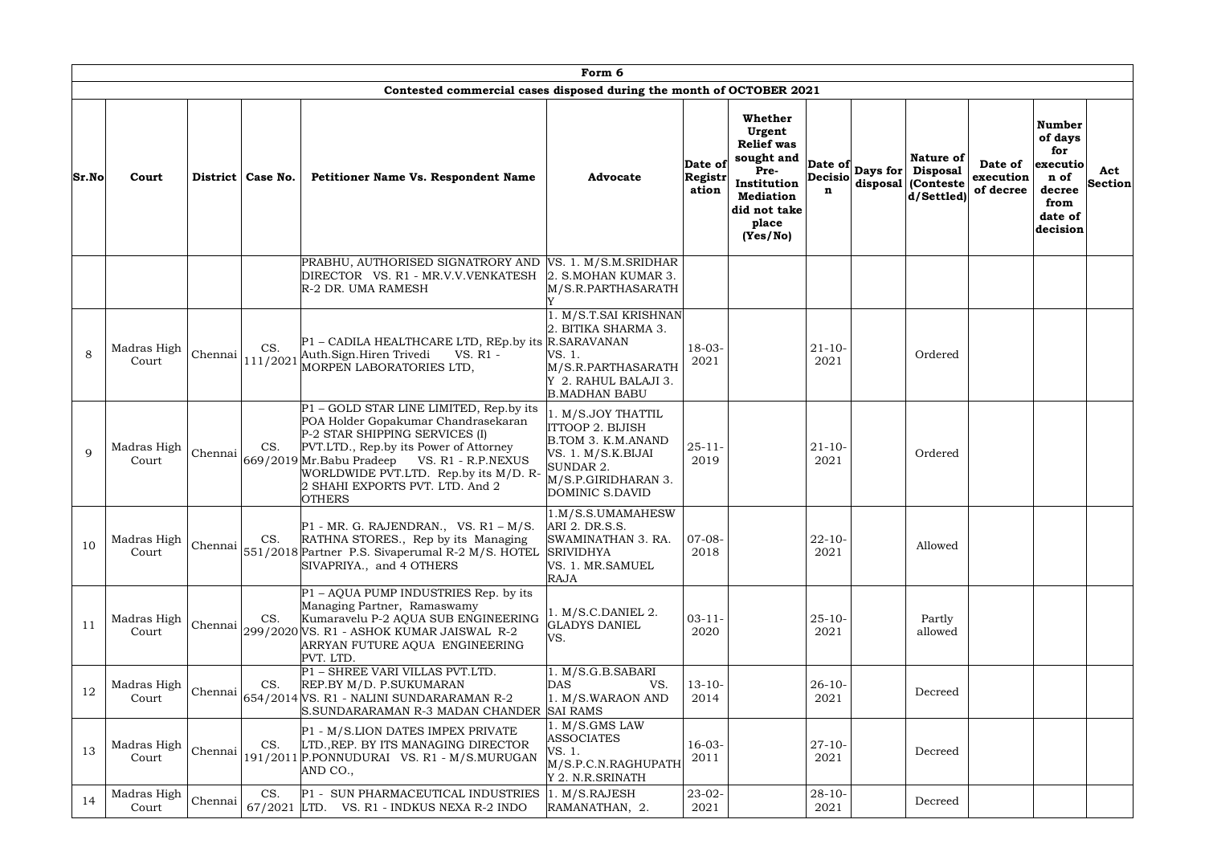# Form 6

## Contested commercial cases disposed during the month of OCTOBER 2021

| Sr.No | Court | District | Case No. | Petitioner Name Vs. Respondent Name | Advocate | Date of Registration | Whether Urgent Relief was sought and Pre-Institution Mediation did not take place (Yes/No) | Date of Decision | Days for disposal | Nature of Disposal (Contested/Settled) | Date of execution of decree | Number of days for execution of decree from date of decision | Act Section |
|---|---|---|---|---|---|---|---|---|---|---|---|---|---|
| | | | | PRABHU, AUTHORISED SIGNATRORY AND DIRECTOR VS. R1 - MR.V.V.VENKATESH R-2 DR. UMA RAMESH | VS. 1. M/S.M.SRIDHAR 2. S.MOHAN KUMAR 3. M/S.R.PARTHASARATHY | | | | | | | | |
| 8 | Madras High Court | Chennai | CS. 111/2021 | P1 – CADILA HEALTHCARE LTD, REp.by its Auth.Sign.Hiren Trivedi VS. R1 - MORPEN LABORATORIES LTD, | 1. M/S.T.SAI KRISHNAN 2. BITIKA SHARMA 3. R.SARAVANAN VS. 1. M/S.R.PARTHASARATHY 2. RAHUL BALAJI 3. B.MADHAN BABU | 18-03-2021 | | 21-10-2021 | | Ordered | | | |
| 9 | Madras High Court | Chennai | CS. 669/2019 | P1 – GOLD STAR LINE LIMITED, Rep.by its POA Holder Gopakumar Chandrasekaran P-2 STAR SHIPPING SERVICES (I) PVT.LTD., Rep.by its Power of Attorney Mr.Babu Pradeep VS. R1 - R.P.NEXUS WORLDWIDE PVT.LTD. Rep.by its M/D. R-2 SHAHI EXPORTS PVT. LTD. And 2 OTHERS | 1. M/S.JOY THATTIL ITTOOP 2. BIJISH B.TOM 3. K.M.ANAND VS. 1. M/S.K.BIJAI SUNDAR 2. M/S.P.GIRIDHARAN 3. DOMINIC S.DAVID | 25-11-2019 | | 21-10-2021 | | Ordered | | | |
| 10 | Madras High Court | Chennai | CS. 551/2018 | P1 - MR. G. RAJENDRAN., VS. R1 – M/S. RATHNA STORES., Rep by its Managing Partner P.S. Sivaperumal R-2 M/S. HOTEL SIVAPRIYA., and 4 OTHERS | 1.M/S.S.UMAMAHESWARI 2. DR.S.S. SWAMINATHAN 3. RA. SRIVIDHYA VS. 1. MR.SAMUEL RAJA | 07-08-2018 | | 22-10-2021 | | Allowed | | | |
| 11 | Madras High Court | Chennai | CS. 299/2020 | P1 – AQUA PUMP INDUSTRIES Rep. by its Managing Partner, Ramaswamy Kumaravelu P-2 AQUA SUB ENGINEERING VS. R1 - ASHOK KUMAR JAISWAL R-2 ARRYAN FUTURE AQUA ENGINEERING PVT. LTD. | 1. M/S.C.DANIEL 2. GLADYS DANIEL VS. | 03-11-2020 | | 25-10-2021 | | Partly allowed | | | |
| 12 | Madras High Court | Chennai | CS. 654/2014 | P1 – SHREE VARI VILLAS PVT.LTD. REP.BY M/D. P.SUKUMARAN VS. R1 - NALINI SUNDARARAMAN R-2 S.SUNDARARAMAN R-3 MADAN CHANDER | 1. M/S.G.B.SABARI DAS VS. 1. M/S.WARAON AND SAI RAMS | 13-10-2014 | | 26-10-2021 | | Decreed | | | |
| 13 | Madras High Court | Chennai | CS. 191/2011 | P1 - M/S.LION DATES IMPEX PRIVATE LTD.,REP. BY ITS MANAGING DIRECTOR P.PONNUDURAI VS. R1 - M/S.MURUGAN AND CO., | 1. M/S.GMS LAW ASSOCIATES VS. 1. M/S.P.C.N.RAGHUPATHY 2. N.R.SRINATH | 16-03-2011 | | 27-10-2021 | | Decreed | | | |
| 14 | Madras High Court | Chennai | CS. 67/2021 | P1 - SUN PHARMACEUTICAL INDUSTRIES LTD. VS. R1 - INDKUS NEXA R-2 INDO | 1. M/S.RAJESH RAMANATHAN, 2. | 23-02-2021 | | 28-10-2021 | | Decreed | | | |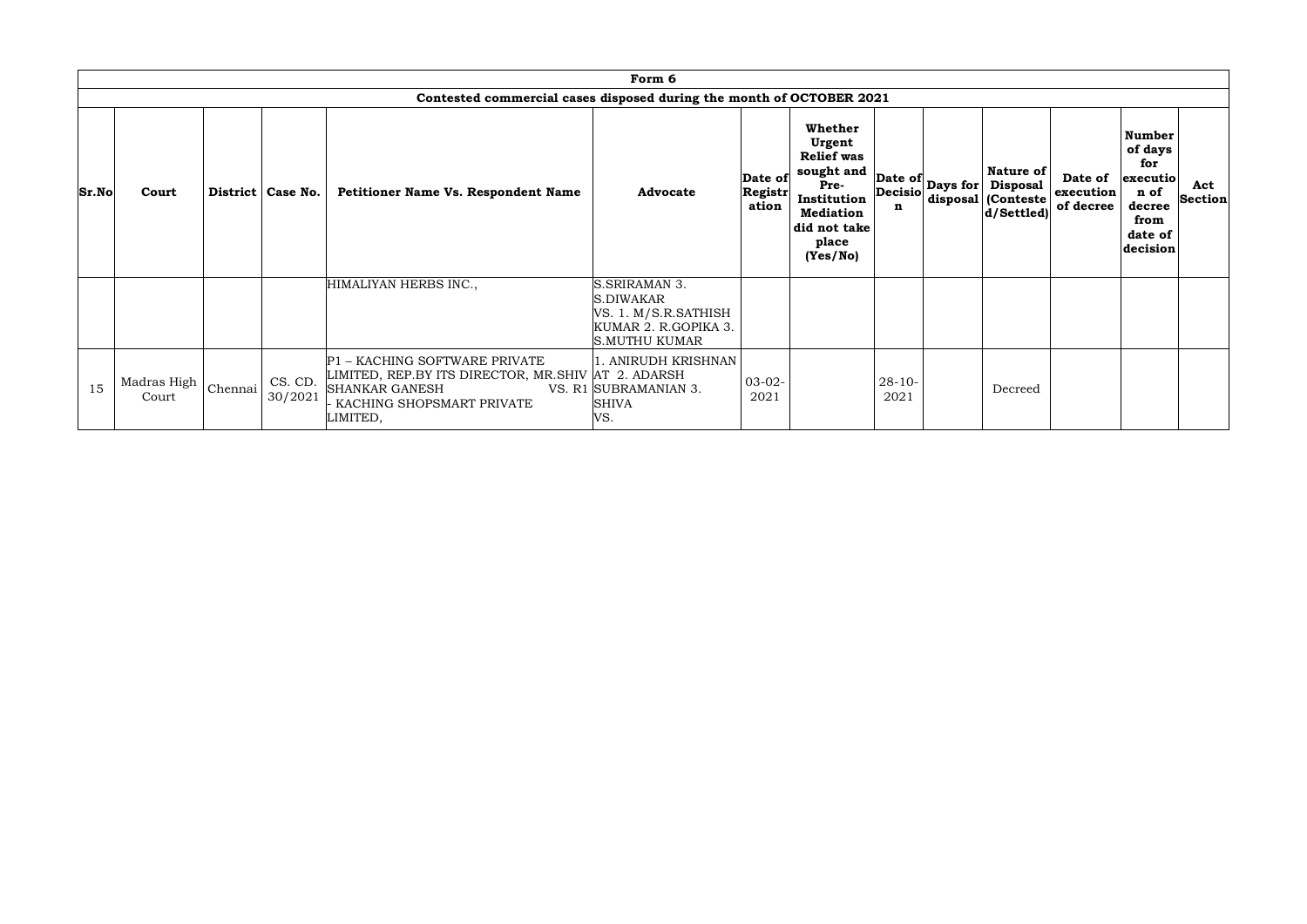| Form 6 | | | | | | | | | | | | | | |
|---|---|---|---|---|---|---|---|---|---|---|---|---|---|---|
| Contested commercial cases disposed during the month of OCTOBER 2021 | | | | | | | | | | | | | | |
| **Sr.No** | **Court** | **District** | **Case No.** | **Petitioner Name Vs. Respondent Name** | **Advocate** | **Date of Registr ation** | **Whether Urgent Relief was sought and Pre-Institution Mediation did not take place (Yes/No)** | **Date of Decisio n** | **Days for disposal** | **Nature of Disposal (Conteste d/Settled)** | **Date of execution of decree** | **Number of days for executio n of decree from date of decision** | **Act Section** |
| | | | | HIMALIYAN HERBS INC., | S.SRIRAMAN 3. S.DIWAKAR VS. 1. M/S.R.SATHISH KUMAR 2. R.GOPIKA 3. S.MUTHU KUMAR | | | | | | | | |
| 15 | Madras High Court | Chennai | CS. CD. 30/2021 | P1 – KACHING SOFTWARE PRIVATE LIMITED, REP.BY ITS DIRECTOR, MR.SHIV SHANKAR GANESH VS. R1 - KACHING SHOPSMART PRIVATE LIMITED, | 1. ANIRUDH KRISHNAN AT 2. ADARSH SUBRAMANIAN 3. SHIVA VS. | 03-02-2021 | | 28-10-2021 | | Decreed | | | |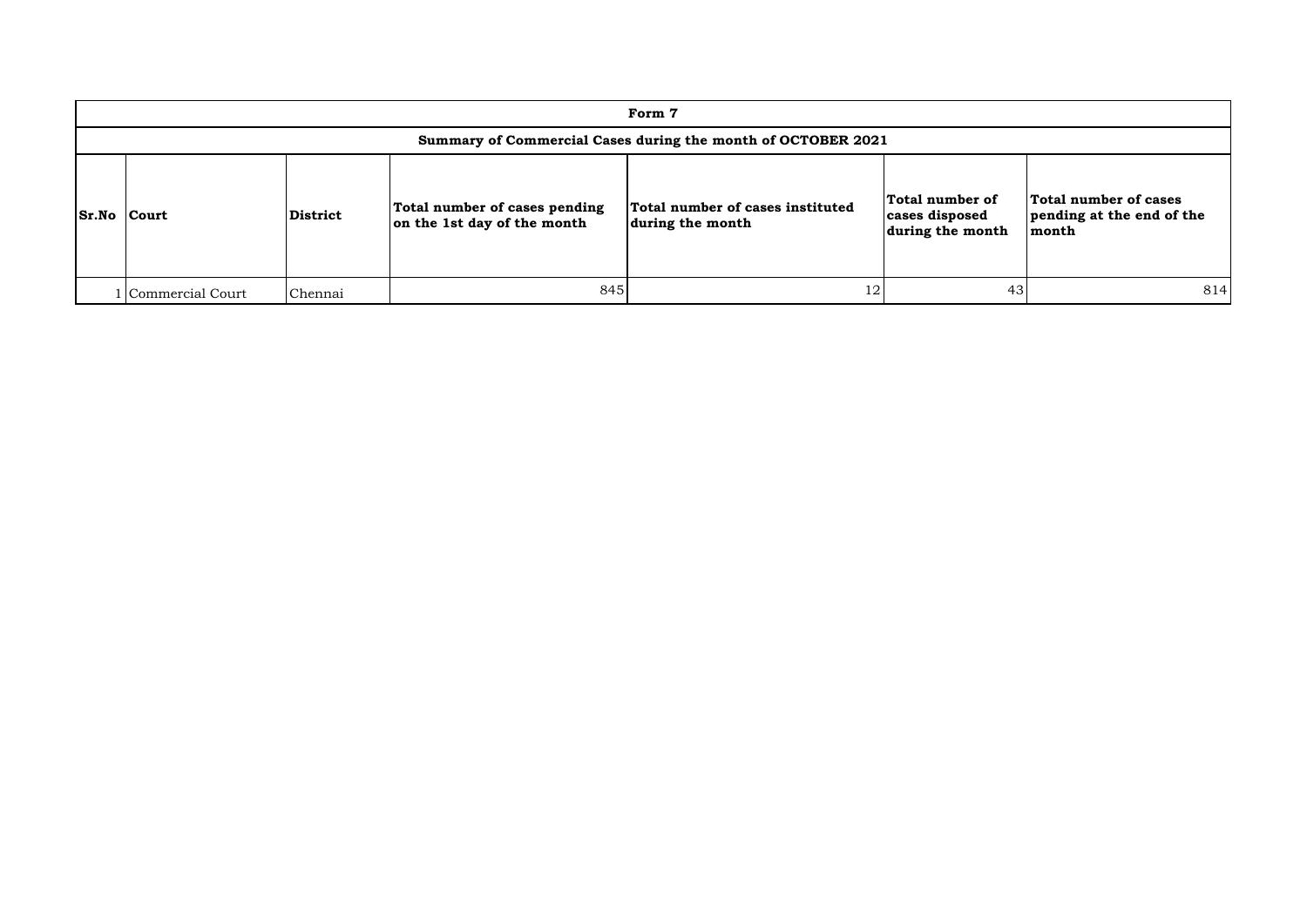| Form 7 | | | | | | |
|---|---|---|---|---|---|---|
| **Summary of Commercial Cases during the month of OCTOBER 2021** | | | | | | |
| **Sr.No** | **Court** | **District** | **Total number of cases pending on the 1st day of the month** | **Total number of cases instituted during the month** | **Total number of cases disposed during the month** | **Total number of cases pending at the end of the month** |
| 1 | Commercial Court | Chennai | 845 | 12 | 43 | 814 |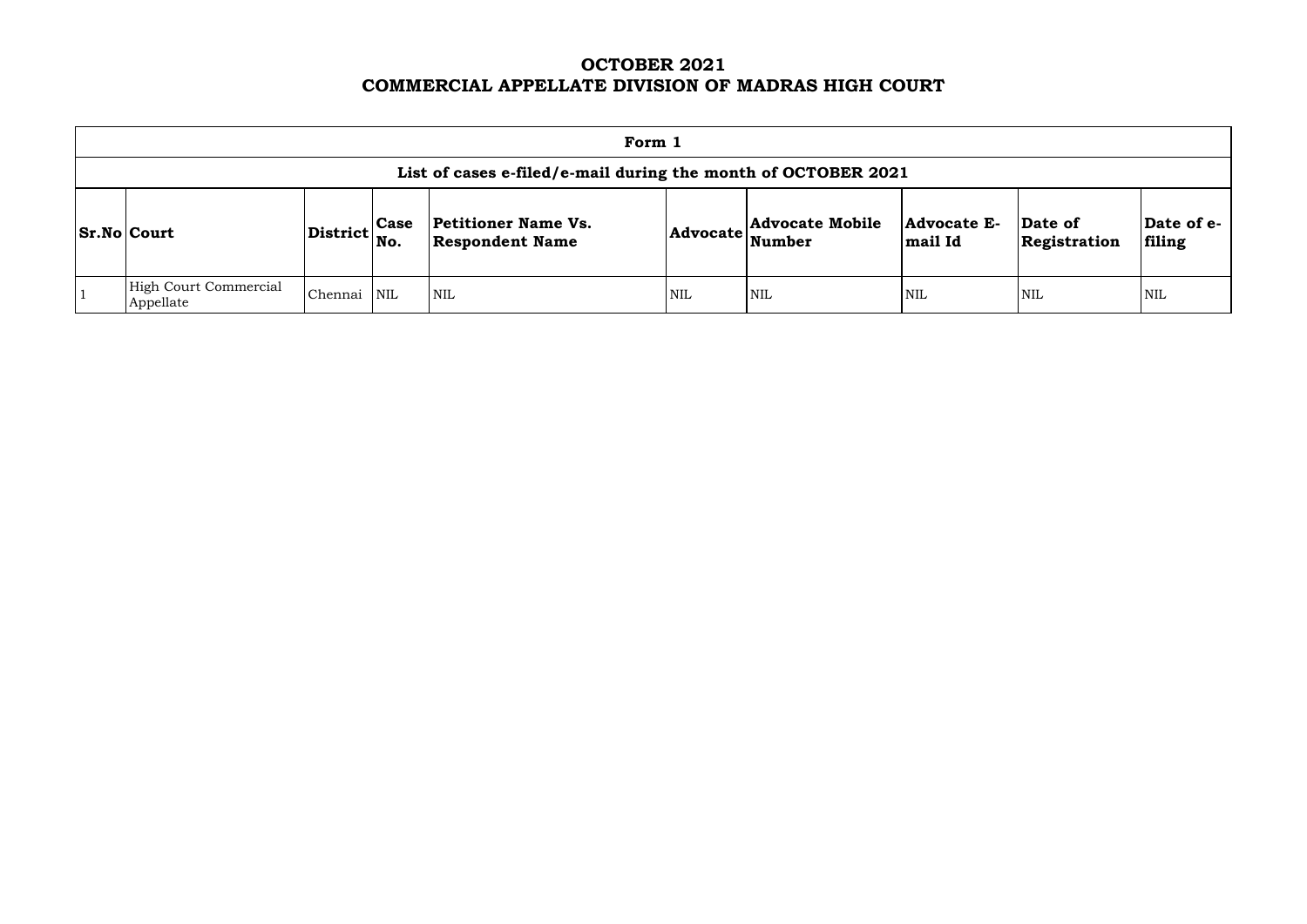# OCTOBER 2021
# COMMERCIAL APPELLATE DIVISION OF MADRAS HIGH COURT

| Form 1 | | | | | | | | | |
|---|---|---|---|---|---|---|---|---|---|
| **List of cases e-filed/e-mail during the month of OCTOBER 2021** | | | | | | | | | |
| **Sr.No** | **Court** | **District** | **Case No.** | **Petitioner Name Vs. Respondent Name** | **Advocate** | **Advocate Mobile Number** | **Advocate E-mail Id** | **Date of Registration** | **Date of e-filing** |
| 1 | High Court Commercial Appellate | Chennai | NIL | NIL | NIL | NIL | NIL | NIL | NIL |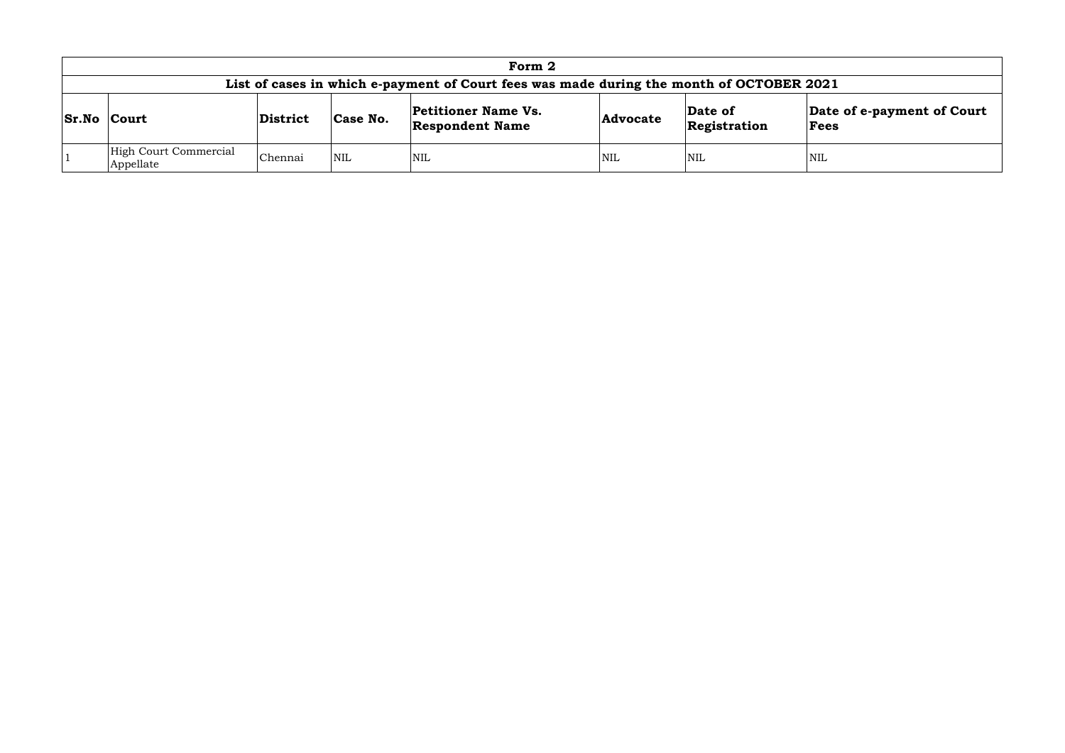| Form 2 | | | | | | | |
|---|---|---|---|---|---|---|---|
| **List of cases in which e-payment of Court fees was made during the month of OCTOBER 2021** | | | | | | | |
| **Sr.No** | **Court** | **District** | **Case No.** | **Petitioner Name Vs. Respondent Name** | **Advocate** | **Date of Registration** | **Date of e-payment of Court Fees** |
| 1 | High Court Commercial Appellate | Chennai | NIL | NIL | NIL | NIL | NIL |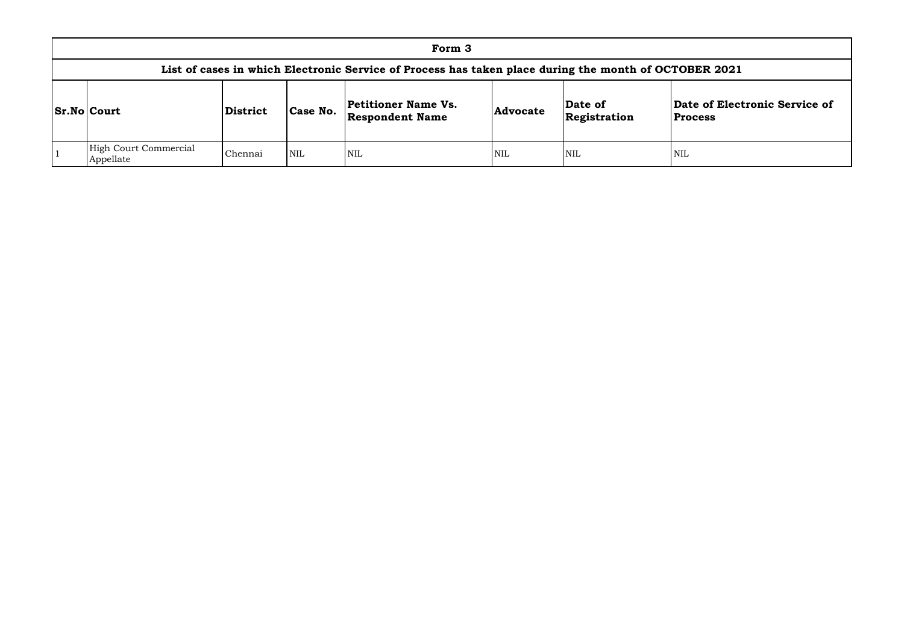| Form 3 | | | | | | | |
|---|---|---|---|---|---|---|---|
| **List of cases in which Electronic Service of Process has taken place during the month of OCTOBER 2021** | | | | | | | |
| **Sr.No** | **Court** | **District** | **Case No.** | **Petitioner Name Vs. Respondent Name** | **Advocate** | **Date of Registration** | **Date of Electronic Service of Process** |
| 1 | High Court Commercial Appellate | Chennai | NIL | NIL | NIL | NIL | NIL |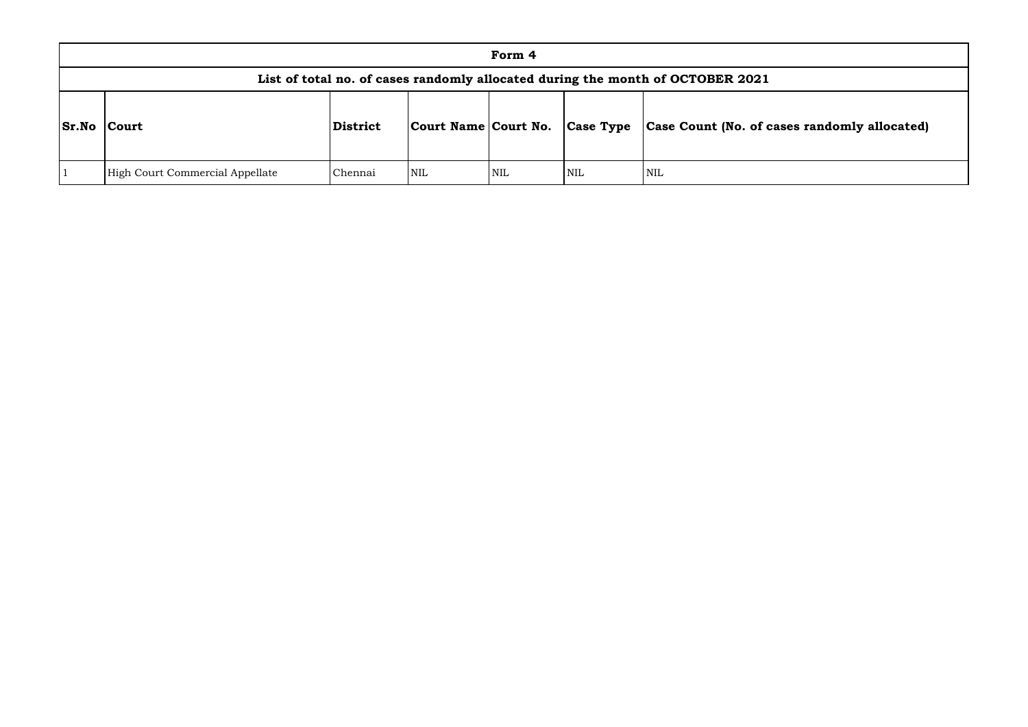| Form 4 | | | | | | |
|---|---|---|---|---|---|---|
| List of total no. of cases randomly allocated during the month of OCTOBER 2021 | | | | | | |
| **Sr.No** | **Court** | **District** | **Court Name** | **Court No.** | **Case Type** | **Case Count (No. of cases randomly allocated)** |
| 1 | High Court Commercial Appellate | Chennai | NIL | NIL | NIL | NIL |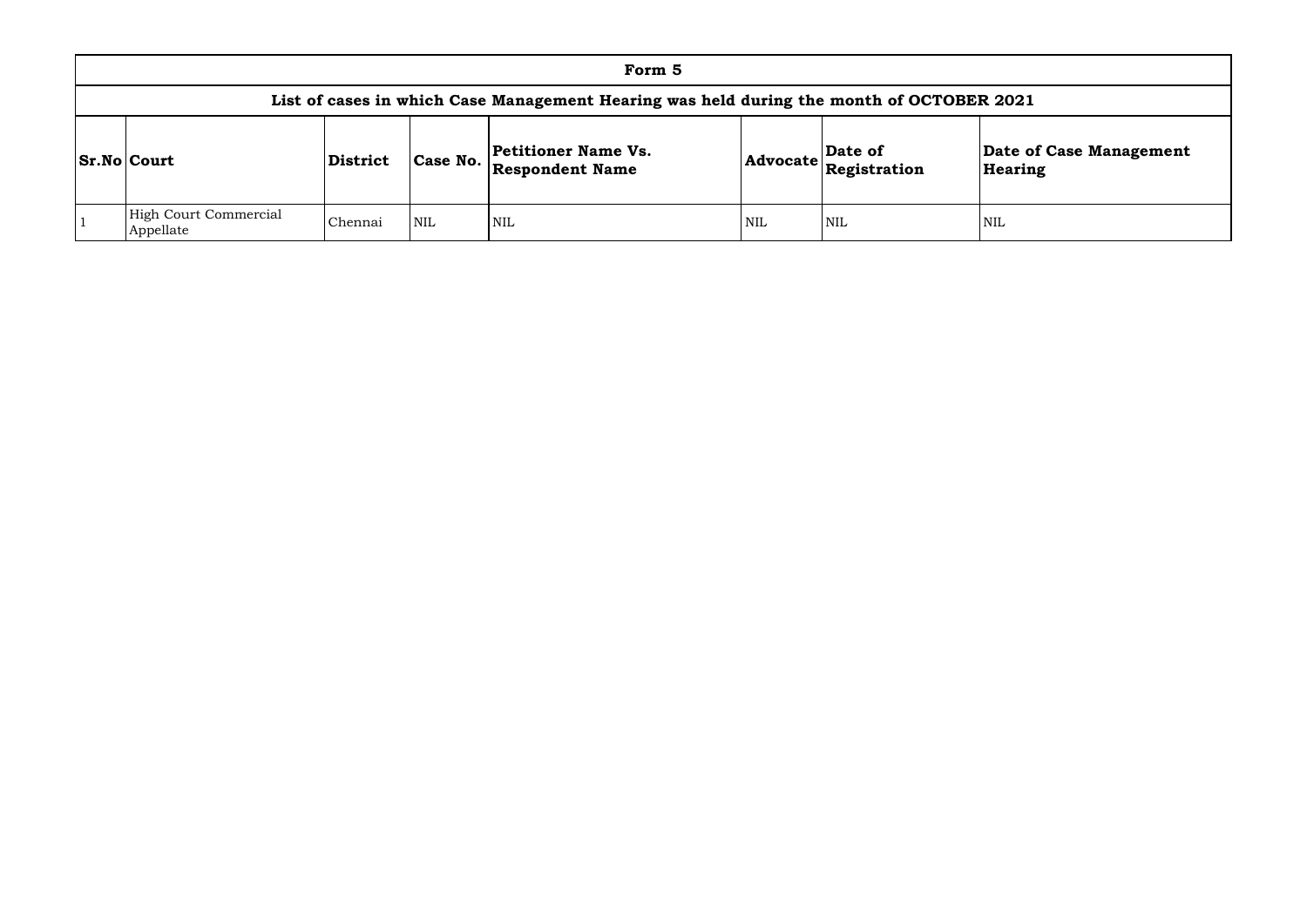# Form 5

## List of cases in which Case Management Hearing was held during the month of OCTOBER 2021

| Sr.No | Court | District | Case No. | Petitioner Name Vs. Respondent Name | Advocate | Date of Registration | Date of Case Management Hearing |
|---|---|---|---|---|---|---|---|
| 1 | High Court Commercial Appellate | Chennai | NIL | NIL | NIL | NIL | NIL |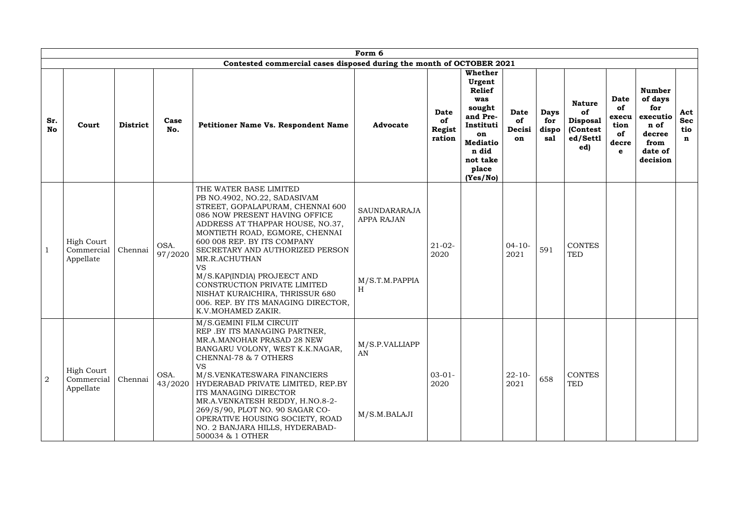| Form 6 | | | | | | | | | | | | | | |
|---|---|---|---|---|---|---|---|---|---|---|---|---|---|---|
| Contested commercial cases disposed during the month of OCTOBER 2021 | | | | | | | | | | | | | | |
| **Sr. No** | **Court** | **District** | **Case No.** | **Petitioner Name Vs. Respondent Name** | **Advocate** | **Date of Registration** | **Whether Urgent Relief was sought and Pre-Institution Mediation did not take place (Yes/No)** | **Date of Decision** | **Days for disposal** | **Nature of Disposal (Contested/Settled)** | **Date of execution of decree** | **Number of days for execution of decree from date of decision** | **Act Section** |
| 1 | High Court Commercial Appellate | Chennai | OSA. 97/2020 | THE WATER BASE LIMITED PB NO.4902, NO.22, SADASIVAM STREET, GOPALAPURAM, CHENNAI 600 086 NOW PRESENT HAVING OFFICE ADDRESS AT THAPPAR HOUSE, NO.37, MONTIETH ROAD, EGMORE, CHENNAI 600 008 REP. BY ITS COMPANY SECRETARY AND AUTHORIZED PERSON MR.ACHUTHAN VS M/S.KAP(INDIA) PROJEECT AND CONSTRUCTION PRIVATE LIMITED NISHAT KURAICHIRA, THRISSUR 680 006. REP. BY ITS MANAGING DIRECTOR, K.V.MOHAMED ZAKIR. | SAUNDARARAJA APPA RAJAN M/S.T.M.PAPPIAH | 21-02-2020 | | 04-10-2021 | 591 | CONTESTED | | | |
| 2 | High Court Commercial Appellate | Chennai | OSA. 43/2020 | M/S.GEMINI FILM CIRCUIT REP .BY ITS MANAGING PARTNER, MR.A.MANOHAR PRASAD 28 NEW BANGARU VOLONY, WEST K.K.NAGAR, CHENNAI-78 & 7 OTHERS VS M/S.VENKATESWARA FINANCIERS HYDERABAD PRIVATE LIMITED, REP.BY ITS MANAGING DIRECTOR MR.A.VENKATESH REDDY, H.NO.8-2-269/S/90, PLOT NO. 90 SAGAR CO-OPERATIVE HOUSING SOCIETY, ROAD NO. 2 BANJARA HILLS, HYDERABAD-500034 & 1 OTHER | M/S.P.VALLIAPPAN M/S.M.BALAJI | 03-01-2020 | | 22-10-2021 | 658 | CONTESTED | | | |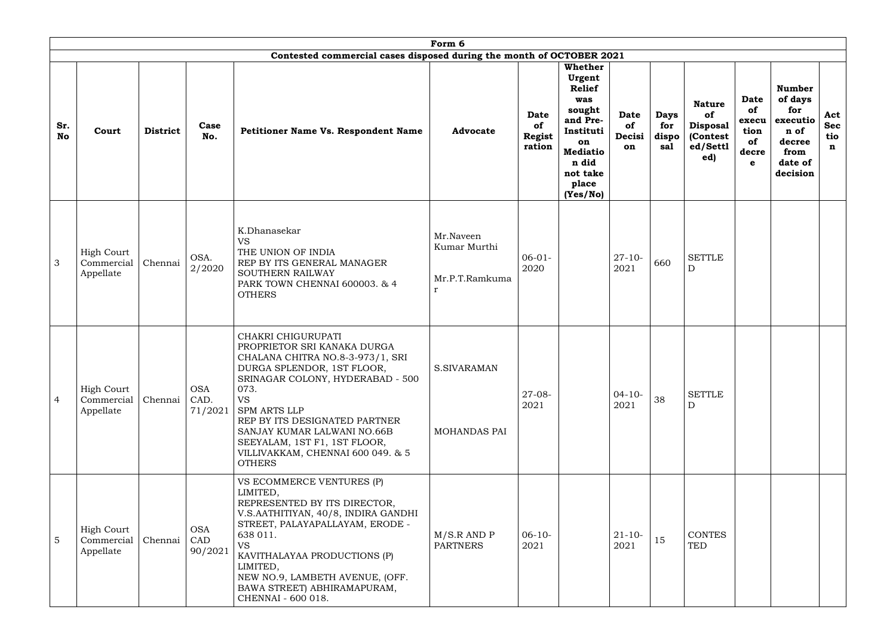| Form 6 | | | | | | | | | | | | | |
|---|---|---|---|---|---|---|---|---|---|---|---|---|---|
| **Contested commercial cases disposed during the month of OCTOBER 2021** | | | | | | | | | | | | | |
| **Sr. No** | **Court** | **District** | **Case No.** | **Petitioner Name Vs. Respondent Name** | **Advocate** | **Date of Registration** | **Whether Urgent Relief was sought and Pre-Institution Mediation did not take place (Yes/No)** | **Date of Decision** | **Days for disposal** | **Nature of Disposal (Contested/Settled)** | **Date of execution of decree** | **Number of days for execution of decree from date of decision** | **Act Section** |
| 3 | High Court Commercial Appellate | Chennai | OSA. 2/2020 | K.Dhanasekar<br>VS<br>THE UNION OF INDIA<br>REP BY ITS GENERAL MANAGER<br>SOUTHERN RAILWAY<br>PARK TOWN CHENNAI 600003. & 4 OTHERS | Mr.Naveen Kumar Murthi<br><br>Mr.P.T.Ramkumar | 06-01-2020 | | 27-10-2021 | 660 | SETTLED | | | |
| 4 | High Court Commercial Appellate | Chennai | OSA CAD. 71/2021 | CHAKRI CHIGURUPATI<br>PROPRIETOR SRI KANAKA DURGA CHALANA CHITRA NO.8-3-973/1, SRI DURGA SPLENDOR, 1ST FLOOR, SRINAGAR COLONY, HYDERABAD - 500 073.<br>VS<br>SPM ARTS LLP<br>REP BY ITS DESIGNATED PARTNER SANJAY KUMAR LALWANI NO.66B SEEYALAM, 1ST F1, 1ST FLOOR, VILLIVAKKAM, CHENNAI 600 049. & 5 OTHERS | S.SIVARAMAN<br><br>MOHANDAS PAI | 27-08-2021 | | 04-10-2021 | 38 | SETTLED | | | |
| 5 | High Court Commercial Appellate | Chennai | OSA CAD 90/2021 | VS ECOMMERCE VENTURES (P) LIMITED,<br>REPRESENTED BY ITS DIRECTOR, V.S.AATHITIYAN, 40/8, INDIRA GANDHI STREET, PALAYAPALLAYAM, ERODE - 638 011.<br>VS<br>KAVITHALAYAA PRODUCTIONS (P) LIMITED,<br>NEW NO.9, LAMBETH AVENUE, (OFF. BAWA STREET) ABHIRAMAPURAM, CHENNAI - 600 018. | M/S.R AND P PARTNERS | 06-10-2021 | | 21-10-2021 | 15 | CONTESTED | | | |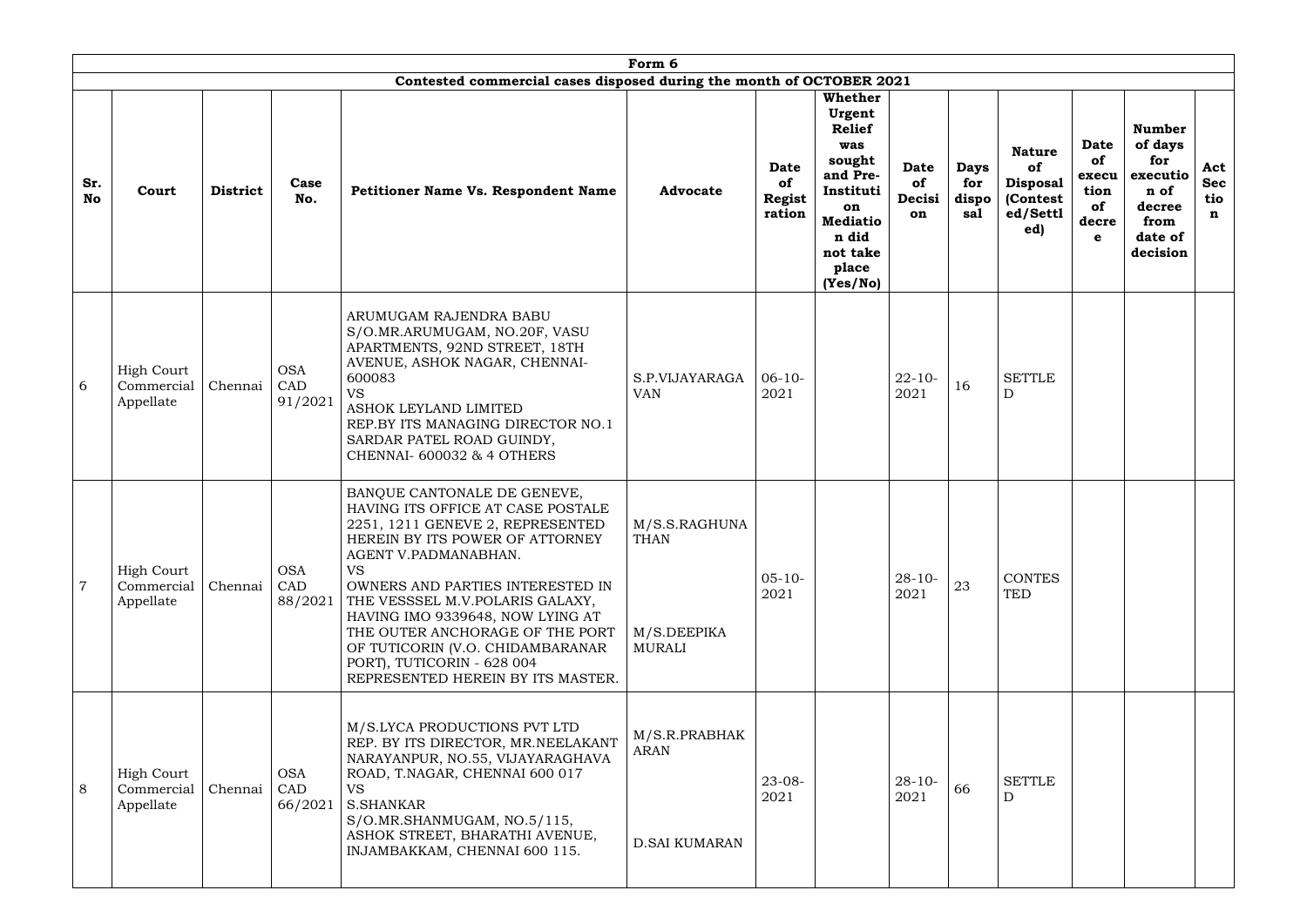| Form 6 | | | | | | | | | | | | | | |
|---|---|---|---|---|---|---|---|---|---|---|---|---|---|---|
| Contested commercial cases disposed during the month of OCTOBER 2021 | | | | | | | | | | | | | | |
| **Sr. No** | **Court** | **District** | **Case No.** | **Petitioner Name Vs. Respondent Name** | **Advocate** | **Date of Registration** | **Whether Urgent Relief was sought and Pre-Institution Mediation did not take place (Yes/No)** | **Date of Decision** | **Days for disposal** | **Nature of Disposal (Contested/Settled)** | **Date of execution of decree** | **Number of days for execution of decree from date of decision** | **Act Section** |
| 6 | High Court Commercial Appellate | Chennai | OSA CAD 91/2021 | ARUMUGAM RAJENDRA BABU S/O.MR.ARUMUGAM, NO.20F, VASU APARTMENTS, 92ND STREET, 18TH AVENUE, ASHOK NAGAR, CHENNAI-600083 VS ASHOK LEYLAND LIMITED REP.BY ITS MANAGING DIRECTOR NO.1 SARDAR PATEL ROAD GUINDY, CHENNAI- 600032 & 4 OTHERS | S.P.VIJAYARAGAVAN | 06-10-2021 | | 22-10-2021 | 16 | SETTLED | | | |
| 7 | High Court Commercial Appellate | Chennai | OSA CAD 88/2021 | BANQUE CANTONALE DE GENEVE, HAVING ITS OFFICE AT CASE POSTALE 2251, 1211 GENEVE 2, REPRESENTED HEREIN BY ITS POWER OF ATTORNEY AGENT V.PADMANABHAN. VS OWNERS AND PARTIES INTERESTED IN THE VESSSEL M.V.POLARIS GALAXY, HAVING IMO 9339648, NOW LYING AT THE OUTER ANCHORAGE OF THE PORT OF TUTICORIN (V.O. CHIDAMBARANAR PORT), TUTICORIN - 628 004 REPRESENTED HEREIN BY ITS MASTER. | M/S.S.RAGHUNATHAN M/S.DEEPIKA MURALI | 05-10-2021 | | 28-10-2021 | 23 | CONTESTED | | | |
| 8 | High Court Commercial Appellate | Chennai | OSA CAD 66/2021 | M/S.LYCA PRODUCTIONS PVT LTD REP. BY ITS DIRECTOR, MR.NEELAKANT NARAYANPUR, NO.55, VIJAYARAGHAVA ROAD, T.NAGAR, CHENNAI 600 017 VS S.SHANKAR S/O.MR.SHANMUGAM, NO.5/115, ASHOK STREET, BHARATHI AVENUE, INJAMBAKKAM, CHENNAI 600 115. | M/S.R.PRABHAKARAN D.SAI KUMARAN | 23-08-2021 | | 28-10-2021 | 66 | SETTLED | | | |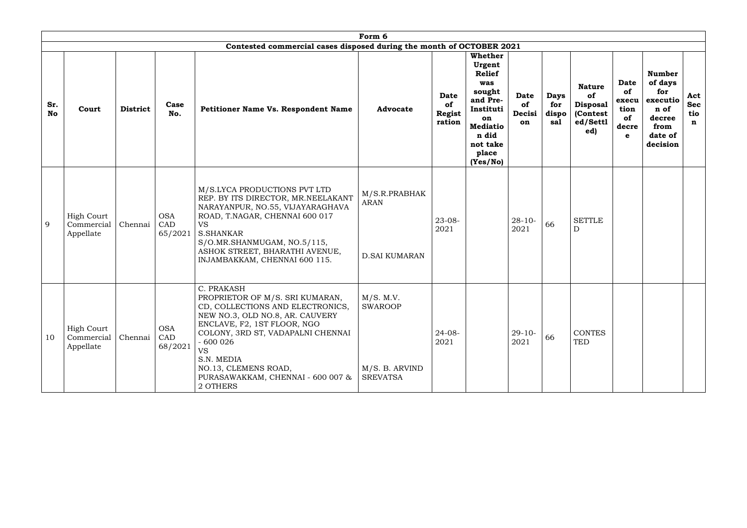| Form 6 | | | | | | | | | | | | | |
|---|---|---|---|---|---|---|---|---|---|---|---|---|---|
| Contested commercial cases disposed during the month of OCTOBER 2021 | | | | | | | | | | | | | |
| **Sr. No** | **Court** | **District** | **Case No.** | **Petitioner Name Vs. Respondent Name** | **Advocate** | **Date of Registration** | **Whether Urgent Relief was sought and Pre-Institution Mediation did not take place (Yes/No)** | **Date of Decision** | **Days for disposal** | **Nature of Disposal (Contested/Settled)** | **Date of execution of decree** | **Number of days for execution of decree from date of decision** | **Act Section** |
| 9 | High Court Commercial Appellate | Chennai | OSA CAD 65/2021 | M/S.LYCA PRODUCTIONS PVT LTD REP. BY ITS DIRECTOR, MR.NEELAKANT NARAYANPUR, NO.55, VIJAYARAGHAVA ROAD, T.NAGAR, CHENNAI 600 017 VS S.SHANKAR S/O.MR.SHANMUGAM, NO.5/115, ASHOK STREET, BHARATHI AVENUE, INJAMBAKKAM, CHENNAI 600 115. | M/S.R.PRABHAKARAN D.SAI KUMARAN | 23-08-2021 | | 28-10-2021 | 66 | SETTLED | | | |
| 10 | High Court Commercial Appellate | Chennai | OSA CAD 68/2021 | C. PRAKASH PROPRIETOR OF M/S. SRI KUMARAN, CD, COLLECTIONS AND ELECTRONICS, NEW NO.3, OLD NO.8, AR. CAUVERY ENCLAVE, F2, 1ST FLOOR, NGO COLONY, 3RD ST, VADAPALNI CHENNAI - 600 026 VS S.N. MEDIA NO.13, CLEMENS ROAD, PURASAWAKKAM, CHENNAI - 600 007 & 2 OTHERS | M/S. M.V. SWAROOP M/S. B. ARVIND SREVATSA | 24-08-2021 | | 29-10-2021 | 66 | CONTESTED | | | |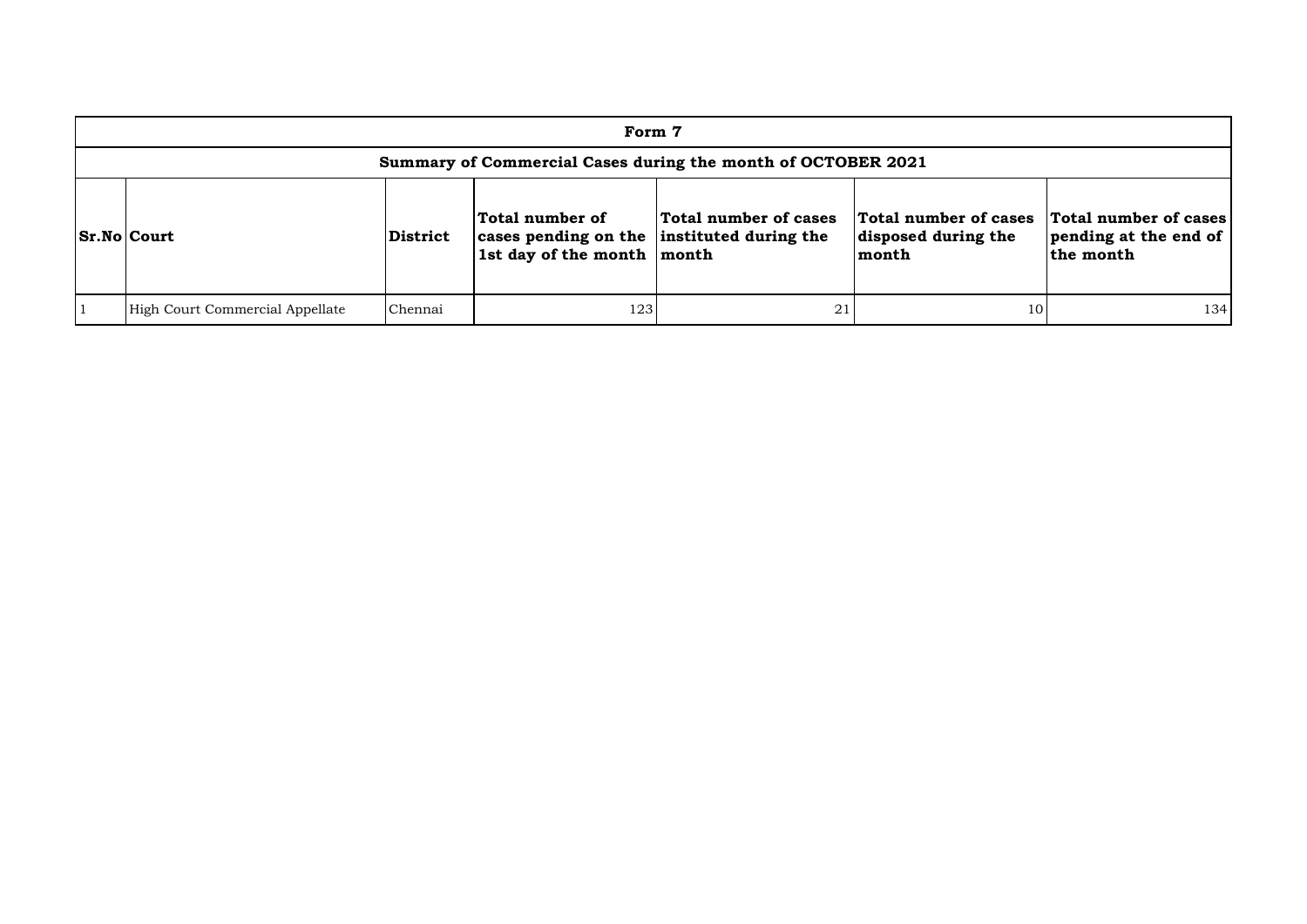| Form 7 | | | | | | |
|---|---|---|---|---|---|---|
| Summary of Commercial Cases during the month of OCTOBER 2021 | | | | | | |
| **Sr.No** | **Court** | **District** | **Total number of cases pending on the 1st day of the month** | **Total number of cases instituted during the month** | **Total number of cases disposed during the month** | **Total number of cases pending at the end of the month** |
| 1 | High Court Commercial Appellate | Chennai | 123 | 21 | 10 | 134 |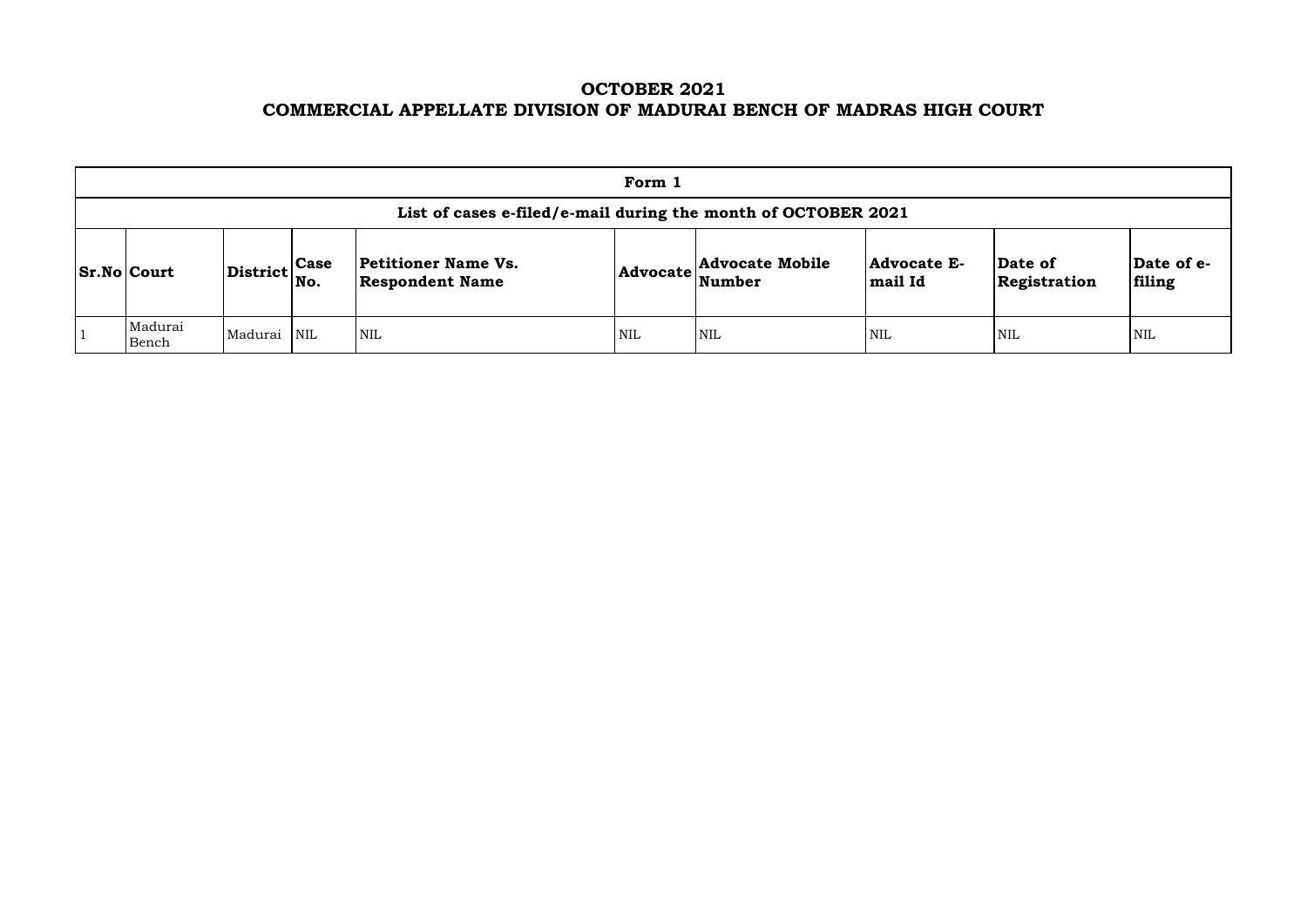# OCTOBER 2021
# COMMERCIAL APPELLATE DIVISION OF MADURAI BENCH OF MADRAS HIGH COURT

| Form 1 | | | | | | | | | |
|---|---|---|---|---|---|---|---|---|---|
| **List of cases e-filed/e-mail during the month of OCTOBER 2021** | | | | | | | | | |
| **Sr.No** | **Court** | **District** | **Case No.** | **Petitioner Name Vs. Respondent Name** | **Advocate** | **Advocate Mobile Number** | **Advocate E-mail Id** | **Date of Registration** | **Date of e-filing** |
| 1 | Madurai Bench | Madurai | NIL | NIL | NIL | NIL | NIL | NIL | NIL |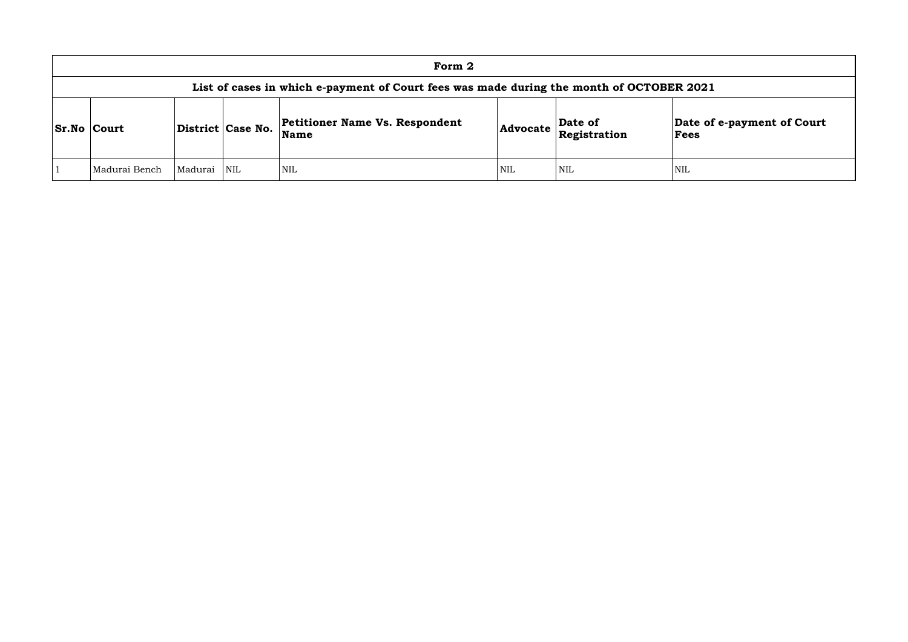| Form 2 | | | | | | | |
|---|---|---|---|---|---|---|---|
| **List of cases in which e-payment of Court fees was made during the month of OCTOBER 2021** | | | | | | | |
| **Sr.No** | **Court** | **District** | **Case No.** | **Petitioner Name Vs. Respondent Name** | **Advocate** | **Date of Registration** | **Date of e-payment of Court Fees** |
| 1 | Madurai Bench | Madurai | NIL | NIL | NIL | NIL | NIL |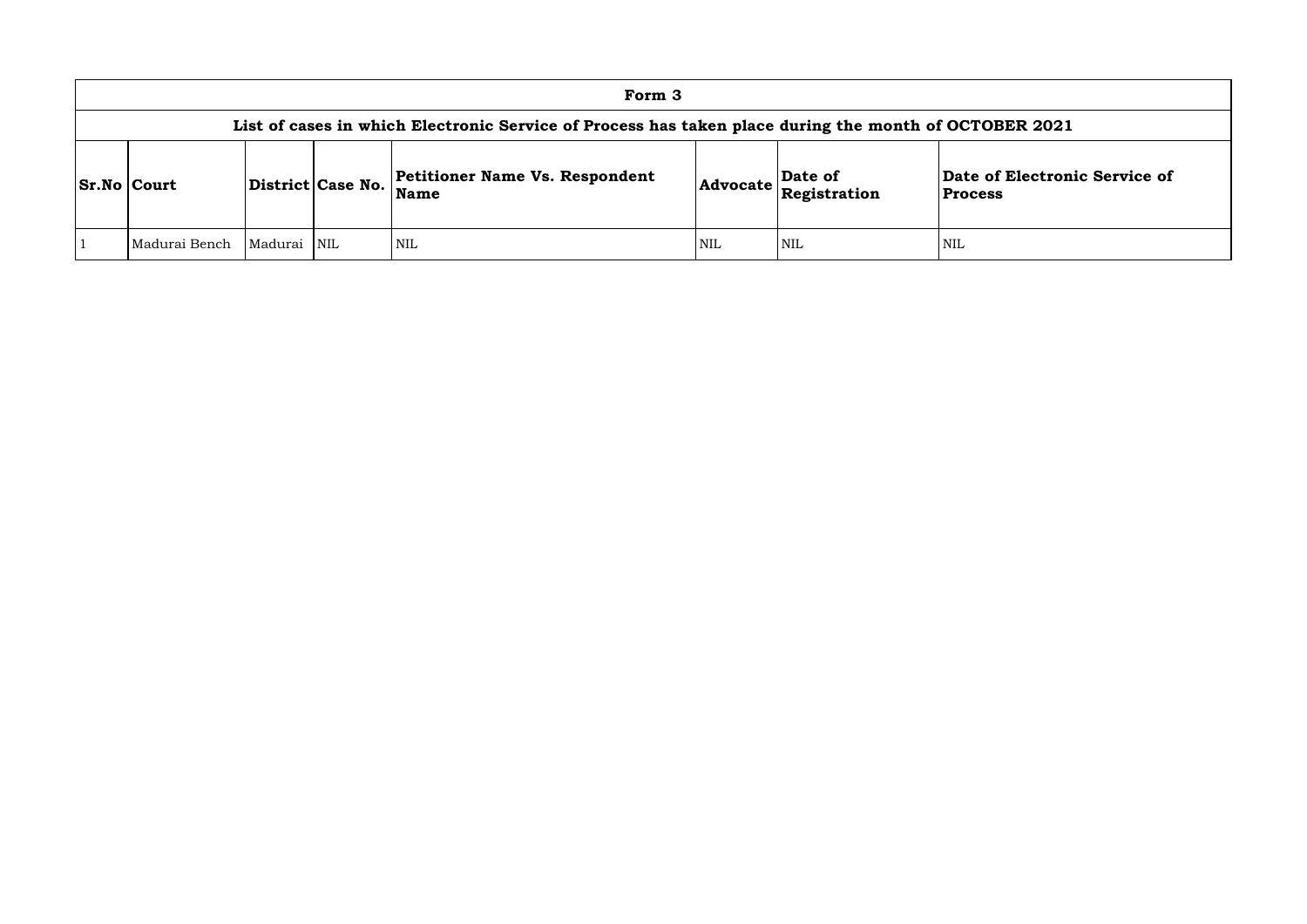| Form 3 | | | | | | | |
|---|---|---|---|---|---|---|---|
| List of cases in which Electronic Service of Process has taken place during the month of OCTOBER 2021 | | | | | | | |
| **Sr.No** | **Court** | **District** | **Case No.** | **Petitioner Name Vs. Respondent Name** | **Advocate** | **Date of Registration** | **Date of Electronic Service of Process** |
| 1 | Madurai Bench | Madurai | NIL | NIL | NIL | NIL | NIL |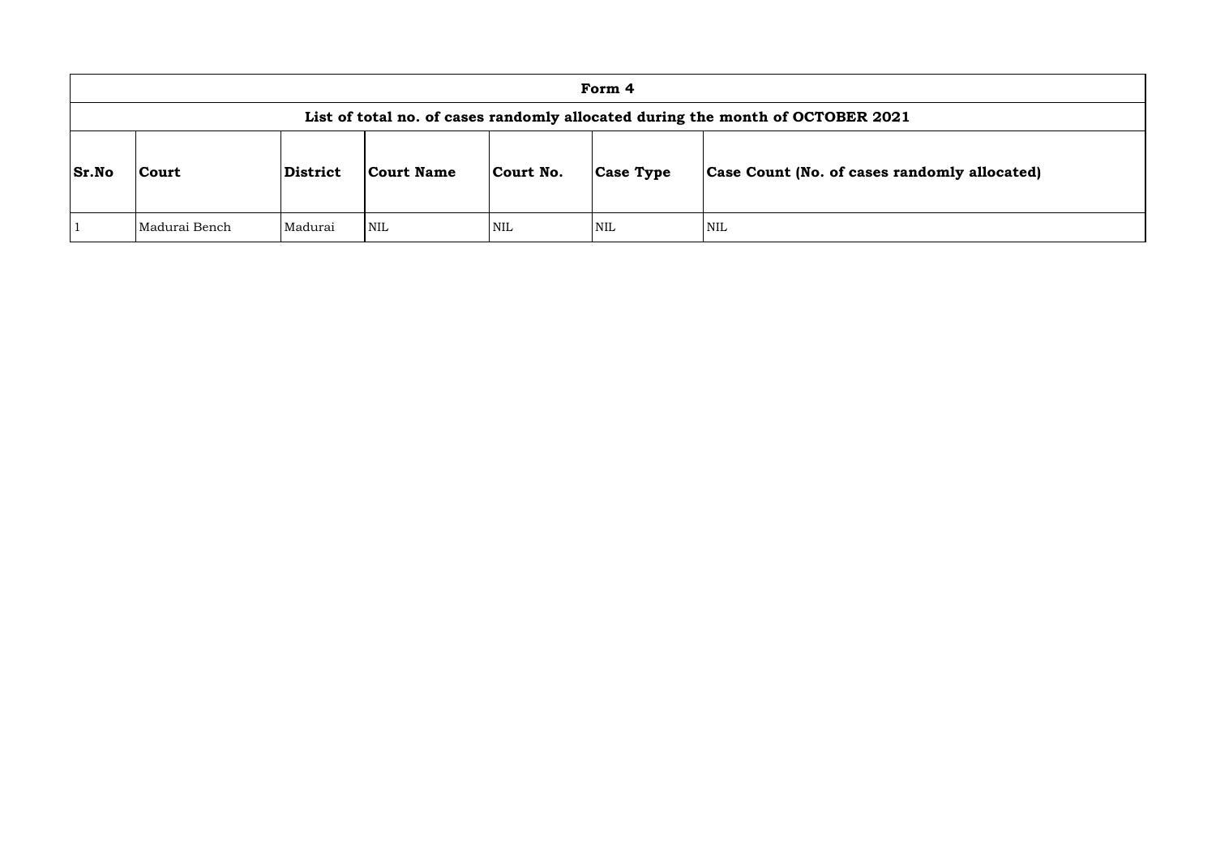| Form 4 | | | | | | |
|---|---|---|---|---|---|---|
| List of total no. of cases randomly allocated during the month of OCTOBER 2021 | | | | | | |
| **Sr.No** | **Court** | **District** | **Court Name** | **Court No.** | **Case Type** | **Case Count (No. of cases randomly allocated)** |
| 1 | Madurai Bench | Madurai | NIL | NIL | NIL | NIL |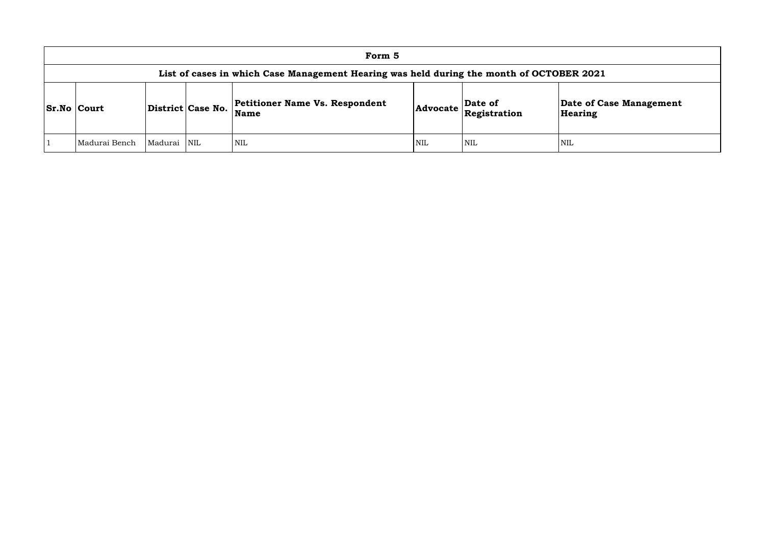| Form 5 | | | | | | | |
|---|---|---|---|---|---|---|---|
| **List of cases in which Case Management Hearing was held during the month of OCTOBER 2021** | | | | | | | |
| **Sr.No** | **Court** | **District** | **Case No.** | **Petitioner Name Vs. Respondent Name** | **Advocate** | **Date of Registration** | **Date of Case Management Hearing** |
| 1 | Madurai Bench | Madurai | NIL | NIL | NIL | NIL | NIL |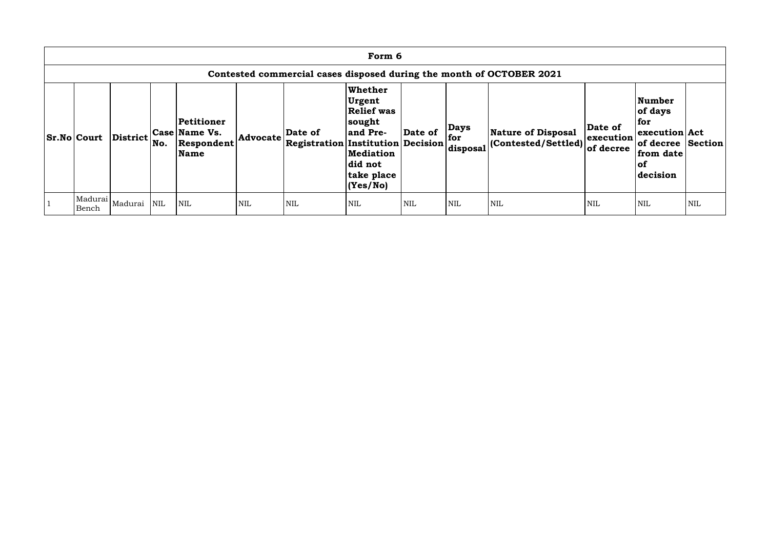| Form 6 | | | | | | | | | | | | | |
|---|---|---|---|---|---|---|---|---|---|---|---|---|---|
| **Contested commercial cases disposed during the month of OCTOBER 2021** | | | | | | | | | | | | | |
| **Sr.No** | **Court** | **District** | **Case No.** | **Petitioner Name Vs. Respondent Name** | **Advocate** | **Date of Registration** | **Whether Urgent Relief was sought and Pre-Institution Mediation did not take place (Yes/No)** | **Date of Decision** | **Days for disposal** | **Nature of Disposal (Contested/Settled)** | **Date of execution of decree** | **Number of days for execution of decree from date of decision** | **Act Section** |
| 1 | Madurai Bench | Madurai | NIL | NIL | NIL | NIL | NIL | NIL | NIL | NIL | NIL | NIL | NIL |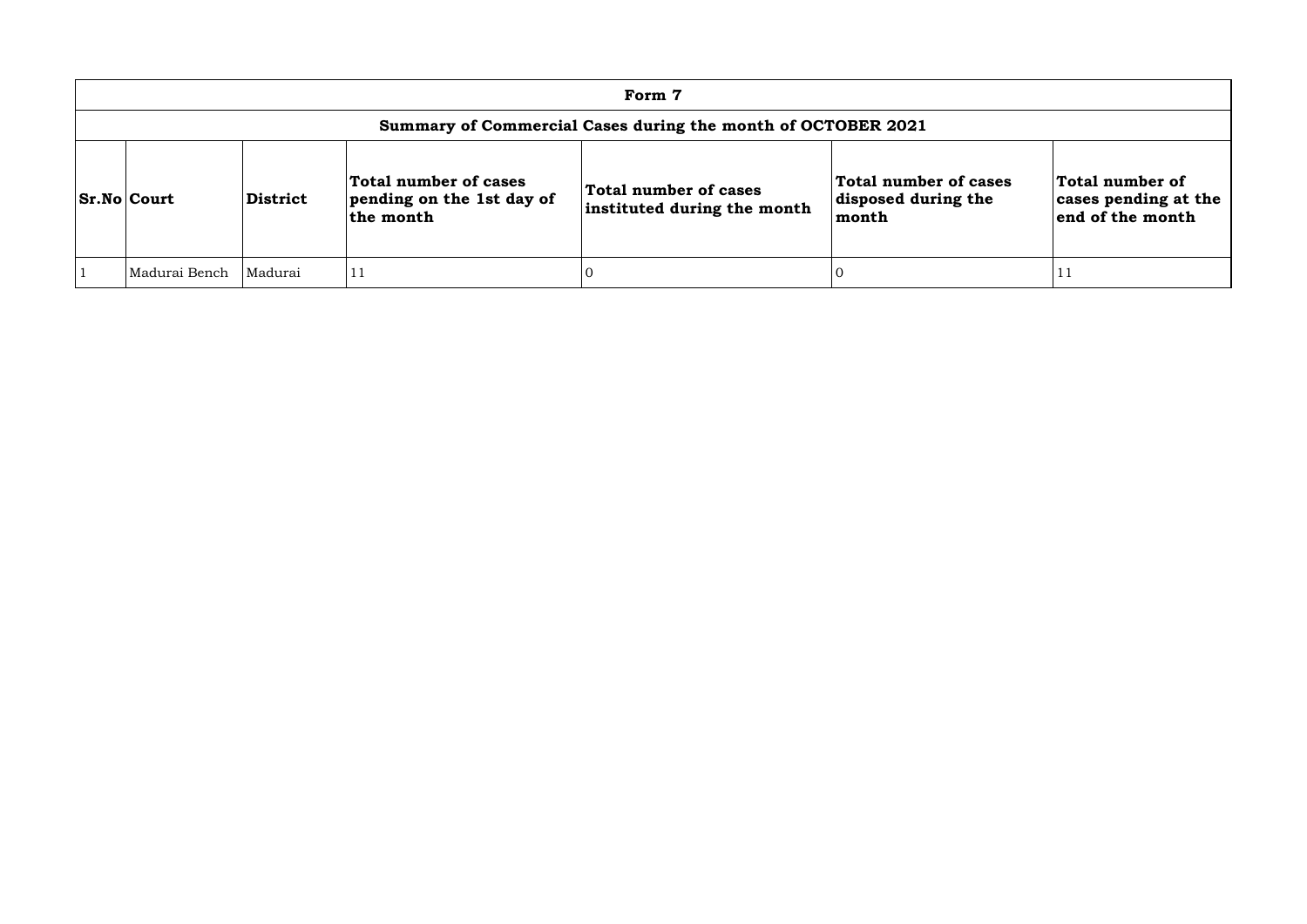## Form 7

### Summary of Commercial Cases during the month of OCTOBER 2021

| Sr.No | Court | District | Total number of cases pending on the 1st day of the month | Total number of cases instituted during the month | Total number of cases disposed during the month | Total number of cases pending at the end of the month |
|---|---|---|---|---|---|---|
| 1 | Madurai Bench | Madurai | 11 | 0 | 0 | 11 |